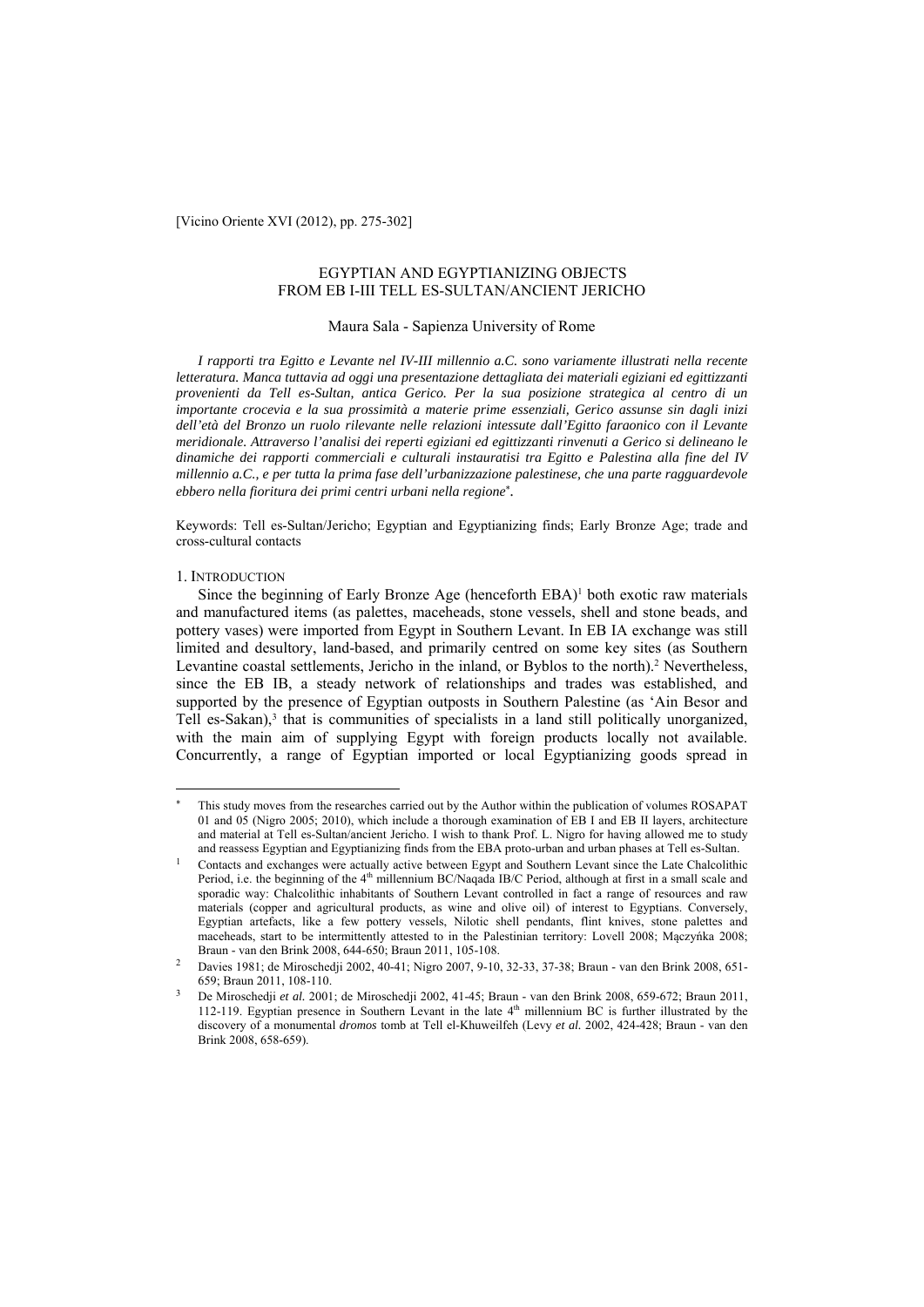[Vicino Oriente XVI (2012), pp. 275-302]

# EGYPTIAN AND EGYPTIANIZING OBJECTS FROM EB I-III TELL ES-SULTAN/ANCIENT JERICHO

Maura Sala - Sapienza University of Rome

*I rapporti tra Egitto e Levante nel IV-III millennio a.C. sono variamente illustrati nella recente letteratura. Manca tuttavia ad oggi una presentazione dettagliata dei materiali egiziani ed egittizzanti provenienti da Tell es-Sultan, antica Gerico. Per la sua posizione strategica al centro di un importante crocevia e la sua prossimità a materie prime essenziali, Gerico assunse sin dagli inizi dell'età del Bronzo un ruolo rilevante nelle relazioni intessute dall'Egitto faraonico con il Levante meridionale. Attraverso l'analisi dei reperti egiziani ed egittizzanti rinvenuti a Gerico si delineano le dinamiche dei rapporti commerciali e culturali instauratisi tra Egitto e Palestina alla fine del IV millennio a.C., e per tutta la prima fase dell'urbanizzazione palestinese, che una parte ragguardevole ebbero nella fioritura dei primi centri urbani nella regione*[*].

Keywords: Tell es-Sultan/Jericho; Egyptian and Egyptianizing finds; Early Bronze Age; trade and cross-cultural contacts

## 1. INTRODUCTION

Since the beginning of Early Bronze Age (henceforth EBA)[1] both exotic raw materials and manufactured items (as palettes, maceheads, stone vessels, shell and stone beads, and pottery vases) were imported from Egypt in Southern Levant. In EB IA exchange was still limited and desultory, land-based, and primarily centred on some key sites (as Southern Levantine coastal settlements, Jericho in the inland, or Byblos to the north).[2] Nevertheless, since the EB IB, a steady network of relationships and trades was established, and supported by the presence of Egyptian outposts in Southern Palestine (as 'Ain Besor and Tell es-Sakan),[3] that is communities of specialists in a land still politically unorganized, with the main aim of supplying Egypt with foreign products locally not available. Concurrently, a range of Egyptian imported or local Egyptianizing goods spread in

---

[*] This study moves from the researches carried out by the Author within the publication of volumes ROSAPAT 01 and 05 (Nigro 2005; 2010), which include a thorough examination of EB I and EB II layers, architecture and material at Tell es-Sultan/ancient Jericho. I wish to thank Prof. L. Nigro for having allowed me to study and reassess Egyptian and Egyptianizing finds from the EBA proto-urban and urban phases at Tell es-Sultan.

[1] Contacts and exchanges were actually active between Egypt and Southern Levant since the Late Chalcolithic Period, i.e. the beginning of the 4th millennium BC/Naqada IB/C Period, although at first in a small scale and sporadic way: Chalcolithic inhabitants of Southern Levant controlled in fact a range of resources and raw materials (copper and agricultural products, as wine and olive oil) of interest to Egyptians. Conversely, Egyptian artefacts, like a few pottery vessels, Nilotic shell pendants, flint knives, stone palettes and maceheads, start to be intermittently attested to in the Palestinian territory: Lovell 2008; Mączyńka 2008; Braun - van den Brink 2008, 644-650; Braun 2011, 105-108.

[2] Davies 1981; de Miroschedji 2002, 40-41; Nigro 2007, 9-10, 32-33, 37-38; Braun - van den Brink 2008, 651-659; Braun 2011, 108-110.

[3] De Miroschedji *et al.* 2001; de Miroschedji 2002, 41-45; Braun - van den Brink 2008, 659-672; Braun 2011, 112-119. Egyptian presence in Southern Levant in the late 4th millennium BC is further illustrated by the discovery of a monumental *dromos* tomb at Tell el-Khuweilfeh (Levy *et al.* 2002, 424-428; Braun - van den Brink 2008, 658-659).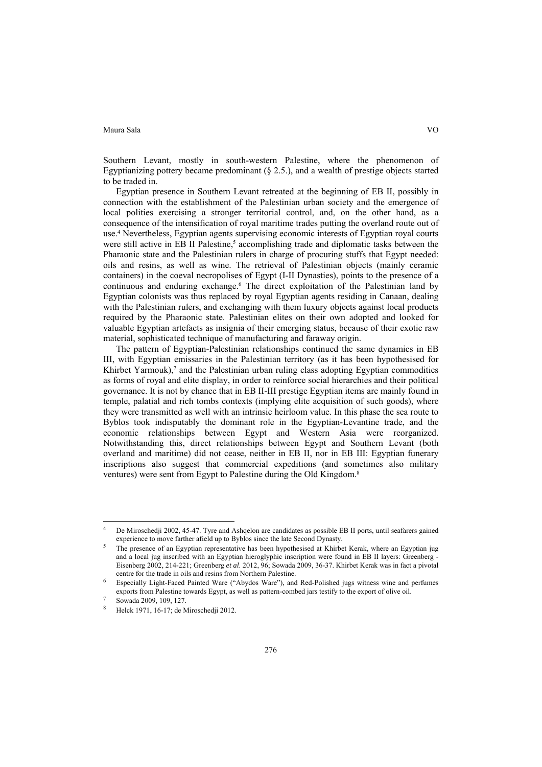Southern Levant, mostly in south-western Palestine, where the phenomenon of Egyptianizing pottery became predominant (§ 2.5.), and a wealth of prestige objects started to be traded in.

Egyptian presence in Southern Levant retreated at the beginning of EB II, possibly in connection with the establishment of the Palestinian urban society and the emergence of local polities exercising a stronger territorial control, and, on the other hand, as a consequence of the intensification of royal maritime trades putting the overland route out of use.[4] Nevertheless, Egyptian agents supervising economic interests of Egyptian royal courts were still active in EB II Palestine,[5] accomplishing trade and diplomatic tasks between the Pharaonic state and the Palestinian rulers in charge of procuring stuffs that Egypt needed: oils and resins, as well as wine. The retrieval of Palestinian objects (mainly ceramic containers) in the coeval necropolises of Egypt (I-II Dynasties), points to the presence of a continuous and enduring exchange.[6] The direct exploitation of the Palestinian land by Egyptian colonists was thus replaced by royal Egyptian agents residing in Canaan, dealing with the Palestinian rulers, and exchanging with them luxury objects against local products required by the Pharaonic state. Palestinian elites on their own adopted and looked for valuable Egyptian artefacts as insignia of their emerging status, because of their exotic raw material, sophisticated technique of manufacturing and faraway origin.

The pattern of Egyptian-Palestinian relationships continued the same dynamics in EB III, with Egyptian emissaries in the Palestinian territory (as it has been hypothesised for Khirbet Yarmouk),[7] and the Palestinian urban ruling class adopting Egyptian commodities as forms of royal and elite display, in order to reinforce social hierarchies and their political governance. It is not by chance that in EB II-III prestige Egyptian items are mainly found in temple, palatial and rich tombs contexts (implying elite acquisition of such goods), where they were transmitted as well with an intrinsic heirloom value. In this phase the sea route to Byblos took indisputably the dominant role in the Egyptian-Levantine trade, and the economic relationships between Egypt and Western Asia were reorganized. Notwithstanding this, direct relationships between Egypt and Southern Levant (both overland and maritime) did not cease, neither in EB II, nor in EB III: Egyptian funerary inscriptions also suggest that commercial expeditions (and sometimes also military ventures) were sent from Egypt to Palestine during the Old Kingdom.[8]

---

[4] De Miroschedji 2002, 45-47. Tyre and Ashqelon are candidates as possible EB II ports, until seafarers gained experience to move farther afield up to Byblos since the late Second Dynasty.

[5] The presence of an Egyptian representative has been hypothesised at Khirbet Kerak, where an Egyptian jug and a local jug inscribed with an Egyptian hieroglyphic inscription were found in EB II layers: Greenberg - Eisenberg 2002, 214-221; Greenberg *et al.* 2012, 96; Sowada 2009, 36-37. Khirbet Kerak was in fact a pivotal centre for the trade in oils and resins from Northern Palestine.

[6] Especially Light-Faced Painted Ware ("Abydos Ware"), and Red-Polished jugs witness wine and perfumes exports from Palestine towards Egypt, as well as pattern-combed jars testify to the export of olive oil.

[7] Sowada 2009, 109, 127.

[8] Helck 1971, 16-17; de Miroschedji 2012.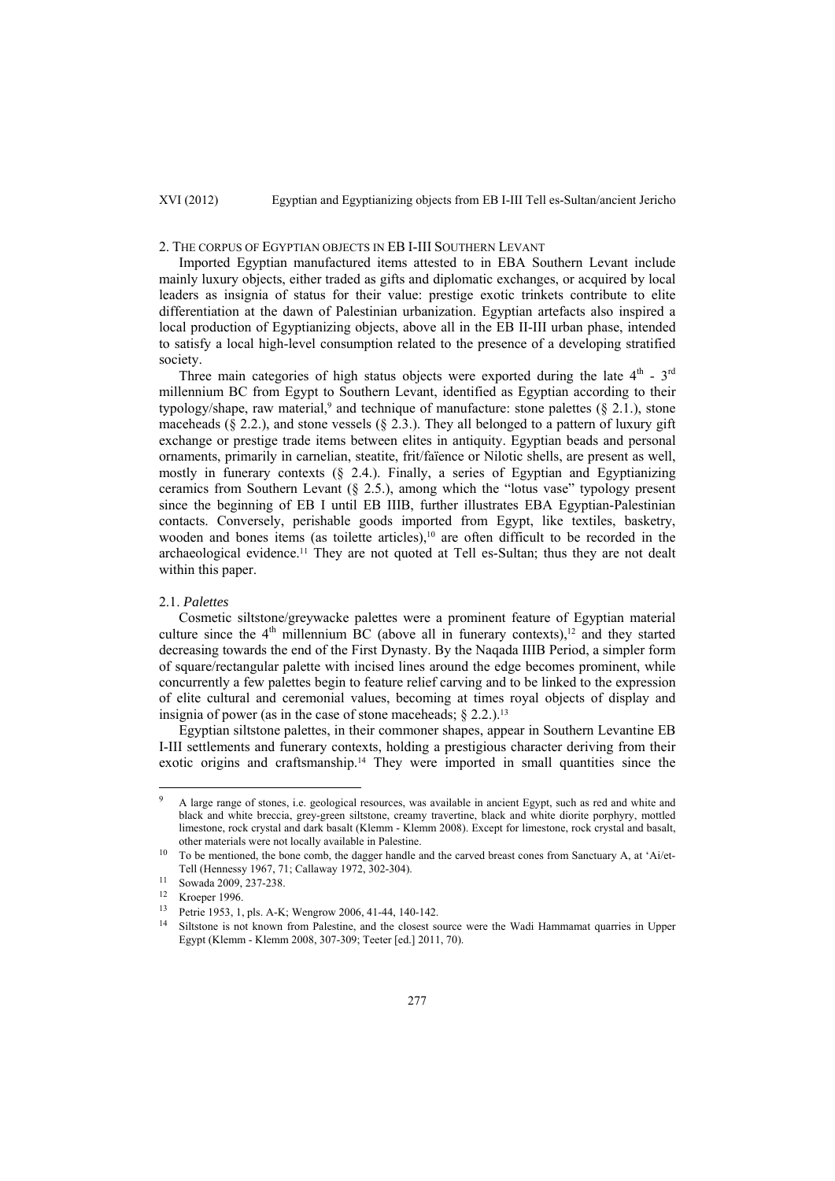## 2. The corpus of Egyptian objects in EB I-III Southern Levant

Imported Egyptian manufactured items attested to in EBA Southern Levant include mainly luxury objects, either traded as gifts and diplomatic exchanges, or acquired by local leaders as insignia of status for their value: prestige exotic trinkets contribute to elite differentiation at the dawn of Palestinian urbanization. Egyptian artefacts also inspired a local production of Egyptianizing objects, above all in the EB II-III urban phase, intended to satisfy a local high-level consumption related to the presence of a developing stratified society.

Three main categories of high status objects were exported during the late 4th - 3rd millennium BC from Egypt to Southern Levant, identified as Egyptian according to their typology/shape, raw material,[9] and technique of manufacture: stone palettes (§ 2.1.), stone maceheads (§ 2.2.), and stone vessels (§ 2.3.). They all belonged to a pattern of luxury gift exchange or prestige trade items between elites in antiquity. Egyptian beads and personal ornaments, primarily in carnelian, steatite, frit/faïence or Nilotic shells, are present as well, mostly in funerary contexts (§ 2.4.). Finally, a series of Egyptian and Egyptianizing ceramics from Southern Levant (§ 2.5.), among which the "lotus vase" typology present since the beginning of EB I until EB IIIB, further illustrates EBA Egyptian-Palestinian contacts. Conversely, perishable goods imported from Egypt, like textiles, basketry, wooden and bones items (as toilette articles),[10] are often difficult to be recorded in the archaeological evidence.[11] They are not quoted at Tell es-Sultan; thus they are not dealt within this paper.

### 2.1. *Palettes*

Cosmetic siltstone/greywacke palettes were a prominent feature of Egyptian material culture since the 4th millennium BC (above all in funerary contexts),[12] and they started decreasing towards the end of the First Dynasty. By the Naqada IIIB Period, a simpler form of square/rectangular palette with incised lines around the edge becomes prominent, while concurrently a few palettes begin to feature relief carving and to be linked to the expression of elite cultural and ceremonial values, becoming at times royal objects of display and insignia of power (as in the case of stone maceheads; § 2.2.).[13]

Egyptian siltstone palettes, in their commoner shapes, appear in Southern Levantine EB I-III settlements and funerary contexts, holding a prestigious character deriving from their exotic origins and craftsmanship.[14] They were imported in small quantities since the

---

[9] A large range of stones, i.e. geological resources, was available in ancient Egypt, such as red and white and black and white breccia, grey-green siltstone, creamy travertine, black and white diorite porphyry, mottled limestone, rock crystal and dark basalt (Klemm - Klemm 2008). Except for limestone, rock crystal and basalt, other materials were not locally available in Palestine.

[10] To be mentioned, the bone comb, the dagger handle and the carved breast cones from Sanctuary A, at 'Ai/et-Tell (Hennessy 1967, 71; Callaway 1972, 302-304).

[11] Sowada 2009, 237-238.

[12] Kroeper 1996.

[13] Petrie 1953, 1, pls. A-K; Wengrow 2006, 41-44, 140-142.

[14] Siltstone is not known from Palestine, and the closest source were the Wadi Hammamat quarries in Upper Egypt (Klemm - Klemm 2008, 307-309; Teeter [ed.] 2011, 70).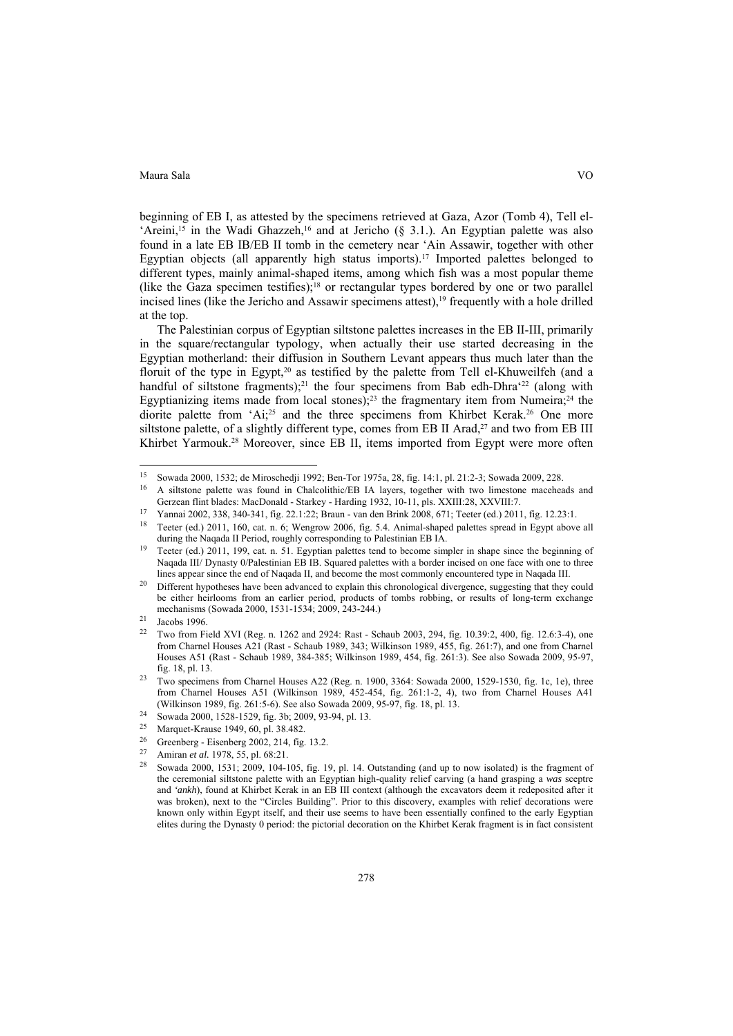beginning of EB I, as attested by the specimens retrieved at Gaza, Azor (Tomb 4), Tell el-'Areini,[15] in the Wadi Ghazzeh,[16] and at Jericho (§ 3.1.). An Egyptian palette was also found in a late EB IB/EB II tomb in the cemetery near 'Ain Assawir, together with other Egyptian objects (all apparently high status imports).[17] Imported palettes belonged to different types, mainly animal-shaped items, among which fish was a most popular theme (like the Gaza specimen testifies);[18] or rectangular types bordered by one or two parallel incised lines (like the Jericho and Assawir specimens attest),[19] frequently with a hole drilled at the top.

The Palestinian corpus of Egyptian siltstone palettes increases in the EB II-III, primarily in the square/rectangular typology, when actually their use started decreasing in the Egyptian motherland: their diffusion in Southern Levant appears thus much later than the floruit of the type in Egypt,[20] as testified by the palette from Tell el-Khuweilfeh (and a handful of siltstone fragments);[21] the four specimens from Bab edh-Dhra'[22] (along with Egyptianizing items made from local stones);[23] the fragmentary item from Numeira;[24] the diorite palette from 'Ai;[25] and the three specimens from Khirbet Kerak.[26] One more siltstone palette, of a slightly different type, comes from EB II Arad,[27] and two from EB III Khirbet Yarmouk.[28] Moreover, since EB II, items imported from Egypt were more often

---

[15] Sowada 2000, 1532; de Miroschedji 1992; Ben-Tor 1975a, 28, fig. 14:1, pl. 21:2-3; Sowada 2009, 228.

[16] A siltstone palette was found in Chalcolithic/EB IA layers, together with two limestone maceheads and Gerzean flint blades: MacDonald - Starkey - Harding 1932, 10-11, pls. XXIII:28, XXVIII:7.

[17] Yannai 2002, 338, 340-341, fig. 22.1:22; Braun - van den Brink 2008, 671; Teeter (ed.) 2011, fig. 12.23:1.

[18] Teeter (ed.) 2011, 160, cat. n. 6; Wengrow 2006, fig. 5.4. Animal-shaped palettes spread in Egypt above all during the Naqada II Period, roughly corresponding to Palestinian EB IA.

[19] Teeter (ed.) 2011, 199, cat. n. 51. Egyptian palettes tend to become simpler in shape since the beginning of Naqada III/ Dynasty 0/Palestinian EB IB. Squared palettes with a border incised on one face with one to three lines appear since the end of Naqada II, and become the most commonly encountered type in Naqada III.

[20] Different hypotheses have been advanced to explain this chronological divergence, suggesting that they could be either heirlooms from an earlier period, products of tombs robbing, or results of long-term exchange mechanisms (Sowada 2000, 1531-1534; 2009, 243-244.)

[21] Jacobs 1996.

[22] Two from Field XVI (Reg. n. 1262 and 2924: Rast - Schaub 2003, 294, fig. 10.39:2, 400, fig. 12.6:3-4), one from Charnel Houses A21 (Rast - Schaub 1989, 343; Wilkinson 1989, 455, fig. 261:7), and one from Charnel Houses A51 (Rast - Schaub 1989, 384-385; Wilkinson 1989, 454, fig. 261:3). See also Sowada 2009, 95-97, fig. 18, pl. 13.

[23] Two specimens from Charnel Houses A22 (Reg. n. 1900, 3364: Sowada 2000, 1529-1530, fig. 1c, 1e), three from Charnel Houses A51 (Wilkinson 1989, 452-454, fig. 261:1-2, 4), two from Charnel Houses A41 (Wilkinson 1989, fig. 261:5-6). See also Sowada 2009, 95-97, fig. 18, pl. 13.

[24] Sowada 2000, 1528-1529, fig. 3b; 2009, 93-94, pl. 13.

[25] Marquet-Krause 1949, 60, pl. 38.482.

[26] Greenberg - Eisenberg 2002, 214, fig. 13.2.

[27] Amiran *et al.* 1978, 55, pl. 68:21.

[28] Sowada 2000, 1531; 2009, 104-105, fig. 19, pl. 14. Outstanding (and up to now isolated) is the fragment of the ceremonial siltstone palette with an Egyptian high-quality relief carving (a hand grasping a *was* sceptre and *'ankh*), found at Khirbet Kerak in an EB III context (although the excavators deem it redeposited after it was broken), next to the "Circles Building". Prior to this discovery, examples with relief decorations were known only within Egypt itself, and their use seems to have been essentially confined to the early Egyptian elites during the Dynasty 0 period: the pictorial decoration on the Khirbet Kerak fragment is in fact consistent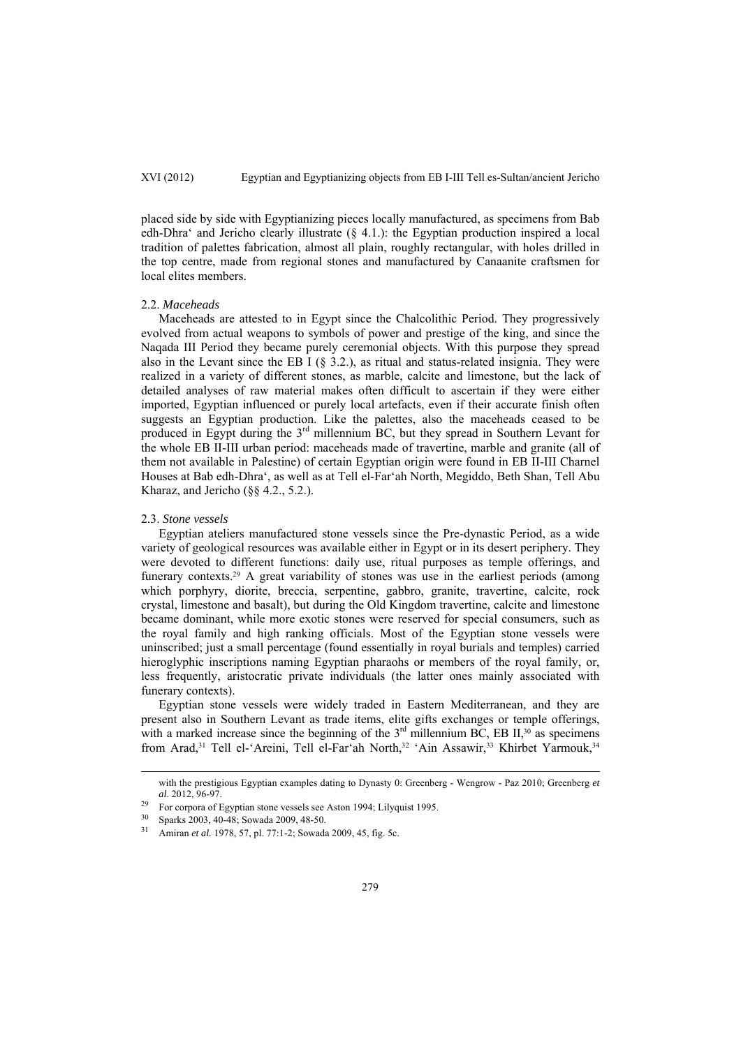placed side by side with Egyptianizing pieces locally manufactured, as specimens from Bab edh-Dhra‘ and Jericho clearly illustrate (§ 4.1.): the Egyptian production inspired a local tradition of palettes fabrication, almost all plain, roughly rectangular, with holes drilled in the top centre, made from regional stones and manufactured by Canaanite craftsmen for local elites members.

### 2.2. *Maceheads*

Maceheads are attested to in Egypt since the Chalcolithic Period. They progressively evolved from actual weapons to symbols of power and prestige of the king, and since the Naqada III Period they became purely ceremonial objects. With this purpose they spread also in the Levant since the EB I (§ 3.2.), as ritual and status-related insignia. They were realized in a variety of different stones, as marble, calcite and limestone, but the lack of detailed analyses of raw material makes often difficult to ascertain if they were either imported, Egyptian influenced or purely local artefacts, even if their accurate finish often suggests an Egyptian production. Like the palettes, also the maceheads ceased to be produced in Egypt during the 3rd millennium BC, but they spread in Southern Levant for the whole EB II-III urban period: maceheads made of travertine, marble and granite (all of them not available in Palestine) of certain Egyptian origin were found in EB II-III Charnel Houses at Bab edh-Dhra‘, as well as at Tell el-Far‘ah North, Megiddo, Beth Shan, Tell Abu Kharaz, and Jericho (§§ 4.2., 5.2.).

### 2.3. *Stone vessels*

Egyptian ateliers manufactured stone vessels since the Pre-dynastic Period, as a wide variety of geological resources was available either in Egypt or in its desert periphery. They were devoted to different functions: daily use, ritual purposes as temple offerings, and funerary contexts.[29] A great variability of stones was use in the earliest periods (among which porphyry, diorite, breccia, serpentine, gabbro, granite, travertine, calcite, rock crystal, limestone and basalt), but during the Old Kingdom travertine, calcite and limestone became dominant, while more exotic stones were reserved for special consumers, such as the royal family and high ranking officials. Most of the Egyptian stone vessels were uninscribed; just a small percentage (found essentially in royal burials and temples) carried hieroglyphic inscriptions naming Egyptian pharaohs or members of the royal family, or, less frequently, aristocratic private individuals (the latter ones mainly associated with funerary contexts).

Egyptian stone vessels were widely traded in Eastern Mediterranean, and they are present also in Southern Levant as trade items, elite gifts exchanges or temple offerings, with a marked increase since the beginning of the 3rd millennium BC, EB II,[30] as specimens from Arad,[31] Tell el-‘Areini, Tell el-Far‘ah North,[32] ‘Ain Assawir,[33] Khirbet Yarmouk,[34]

---

with the prestigious Egyptian examples dating to Dynasty 0: Greenberg - Wengrow - Paz 2010; Greenberg *et al*. 2012, 96-97.

[29] For corpora of Egyptian stone vessels see Aston 1994; Lilyquist 1995.

[30] Sparks 2003, 40-48; Sowada 2009, 48-50.

[31] Amiran *et al.* 1978, 57, pl. 77:1-2; Sowada 2009, 45, fig. 5c.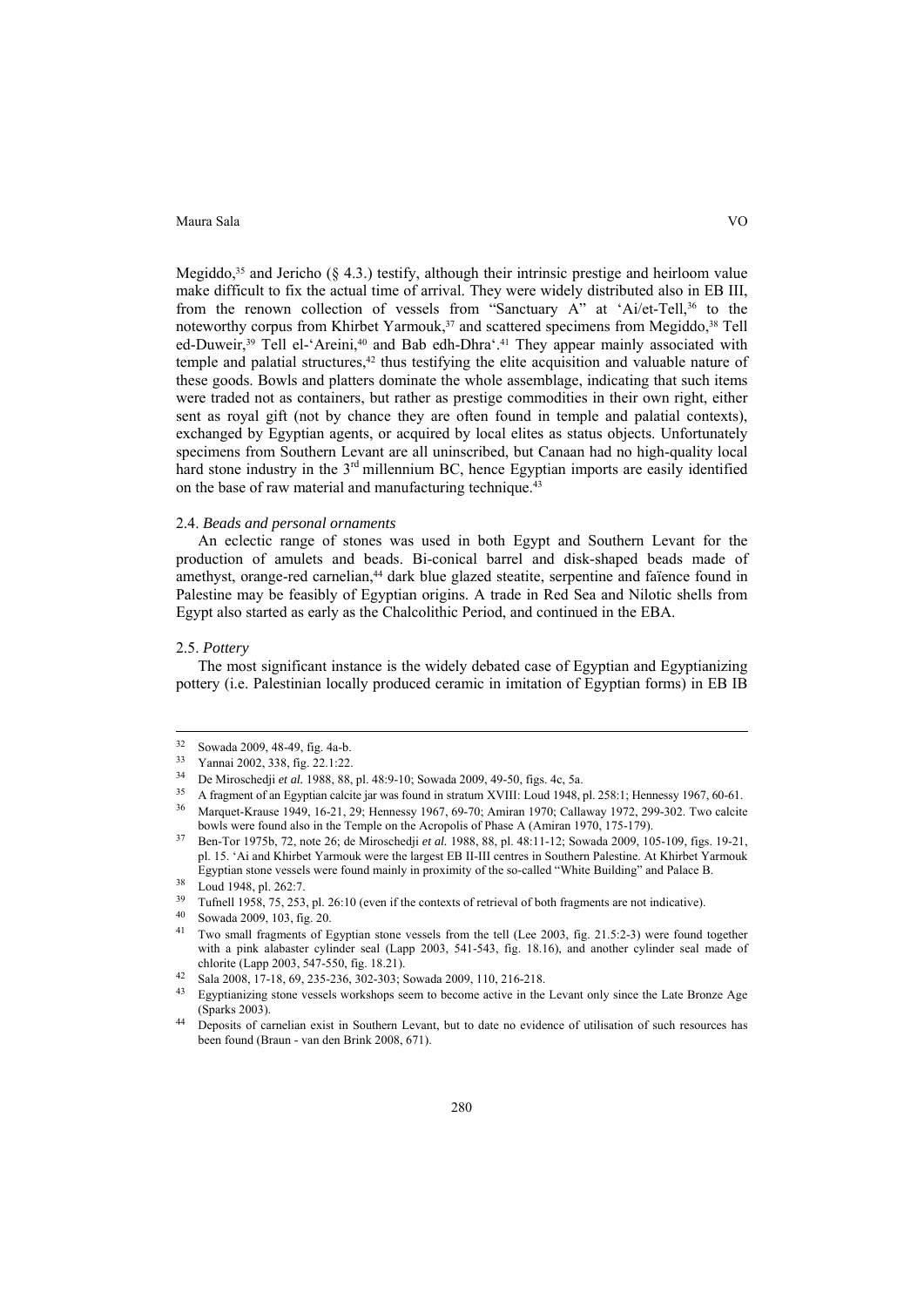Megiddo,[35] and Jericho (§ 4.3.) testify, although their intrinsic prestige and heirloom value make difficult to fix the actual time of arrival. They were widely distributed also in EB III, from the renown collection of vessels from "Sanctuary A" at 'Ai/et-Tell,[36] to the noteworthy corpus from Khirbet Yarmouk,[37] and scattered specimens from Megiddo,[38] Tell ed-Duweir,[39] Tell el-'Areini,[40] and Bab edh-Dhra'.[41] They appear mainly associated with temple and palatial structures,[42] thus testifying the elite acquisition and valuable nature of these goods. Bowls and platters dominate the whole assemblage, indicating that such items were traded not as containers, but rather as prestige commodities in their own right, either sent as royal gift (not by chance they are often found in temple and palatial contexts), exchanged by Egyptian agents, or acquired by local elites as status objects. Unfortunately specimens from Southern Levant are all uninscribed, but Canaan had no high-quality local hard stone industry in the 3rd millennium BC, hence Egyptian imports are easily identified on the base of raw material and manufacturing technique.[43]

### 2.4. *Beads and personal ornaments*

An eclectic range of stones was used in both Egypt and Southern Levant for the production of amulets and beads. Bi-conical barrel and disk-shaped beads made of amethyst, orange-red carnelian,[44] dark blue glazed steatite, serpentine and faïence found in Palestine may be feasibly of Egyptian origins. A trade in Red Sea and Nilotic shells from Egypt also started as early as the Chalcolithic Period, and continued in the EBA.

### 2.5. *Pottery*

The most significant instance is the widely debated case of Egyptian and Egyptianizing pottery (i.e. Palestinian locally produced ceramic in imitation of Egyptian forms) in EB IB

---

32 Sowada 2009, 48-49, fig. 4a-b.

33 Yannai 2002, 338, fig. 22.1:22.

34 De Miroschedji *et al.* 1988, 88, pl. 48:9-10; Sowada 2009, 49-50, figs. 4c, 5a.

35 A fragment of an Egyptian calcite jar was found in stratum XVIII: Loud 1948, pl. 258:1; Hennessy 1967, 60-61.

36 Marquet-Krause 1949, 16-21, 29; Hennessy 1967, 69-70; Amiran 1970; Callaway 1972, 299-302. Two calcite bowls were found also in the Temple on the Acropolis of Phase A (Amiran 1970, 175-179).

37 Ben-Tor 1975b, 72, note 26; de Miroschedji *et al.* 1988, 88, pl. 48:11-12; Sowada 2009, 105-109, figs. 19-21, pl. 15. 'Ai and Khirbet Yarmouk were the largest EB II-III centres in Southern Palestine. At Khirbet Yarmouk Egyptian stone vessels were found mainly in proximity of the so-called "White Building" and Palace B.

38 Loud 1948, pl. 262:7.

39 Tufnell 1958, 75, 253, pl. 26:10 (even if the contexts of retrieval of both fragments are not indicative).

40 Sowada 2009, 103, fig. 20.

41 Two small fragments of Egyptian stone vessels from the tell (Lee 2003, fig. 21.5:2-3) were found together with a pink alabaster cylinder seal (Lapp 2003, 541-543, fig. 18.16), and another cylinder seal made of chlorite (Lapp 2003, 547-550, fig. 18.21).

42 Sala 2008, 17-18, 69, 235-236, 302-303; Sowada 2009, 110, 216-218.

43 Egyptianizing stone vessels workshops seem to become active in the Levant only since the Late Bronze Age (Sparks 2003).

44 Deposits of carnelian exist in Southern Levant, but to date no evidence of utilisation of such resources has been found (Braun - van den Brink 2008, 671).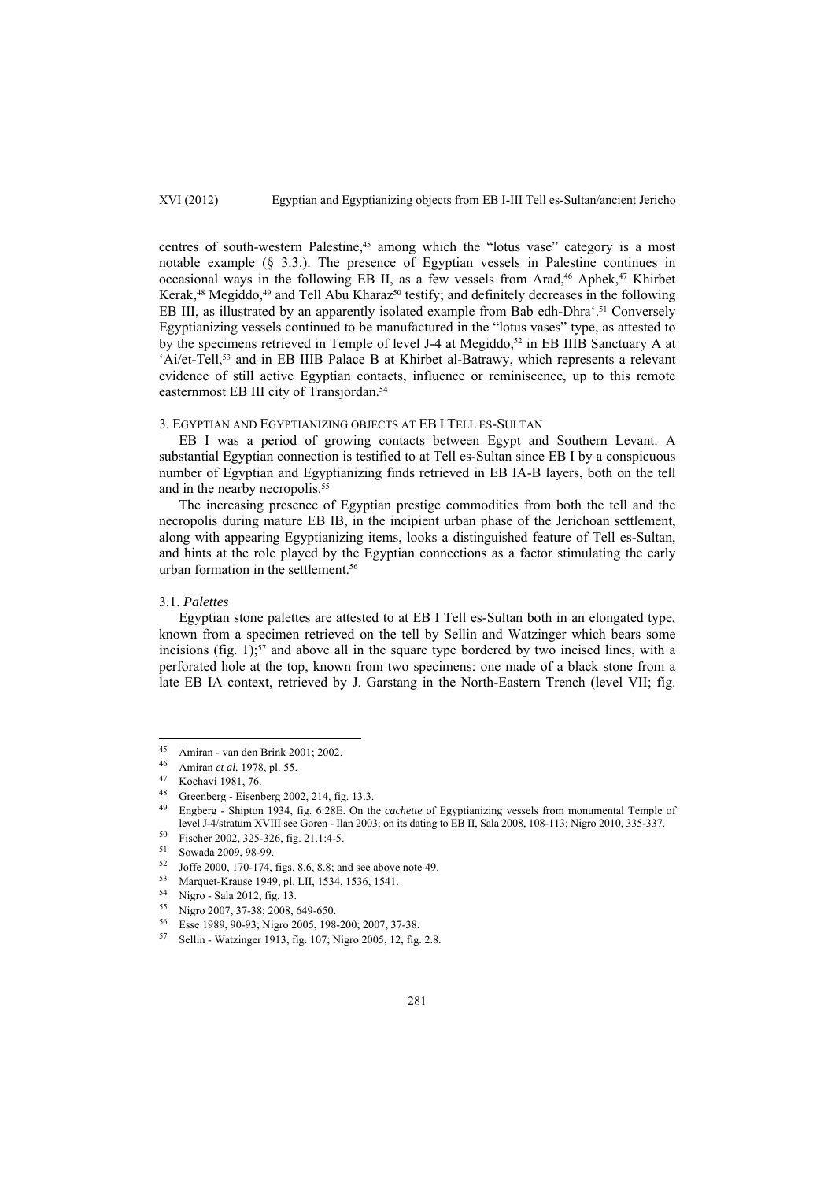centres of south-western Palestine,[45] among which the "lotus vase" category is a most notable example (§ 3.3.). The presence of Egyptian vessels in Palestine continues in occasional ways in the following EB II, as a few vessels from Arad,[46] Aphek,[47] Khirbet Kerak,[48] Megiddo,[49] and Tell Abu Kharaz[50] testify; and definitely decreases in the following EB III, as illustrated by an apparently isolated example from Bab edh-Dhra'.[51] Conversely Egyptianizing vessels continued to be manufactured in the "lotus vases" type, as attested to by the specimens retrieved in Temple of level J-4 at Megiddo,[52] in EB IIIB Sanctuary A at 'Ai/et-Tell,[53] and in EB IIIB Palace B at Khirbet al-Batrawy, which represents a relevant evidence of still active Egyptian contacts, influence or reminiscence, up to this remote easternmost EB III city of Transjordan.[54]

## 3. Egyptian and Egyptianizing objects at EB I Tell es-Sultan

EB I was a period of growing contacts between Egypt and Southern Levant. A substantial Egyptian connection is testified to at Tell es-Sultan since EB I by a conspicuous number of Egyptian and Egyptianizing finds retrieved in EB IA-B layers, both on the tell and in the nearby necropolis.[55]

The increasing presence of Egyptian prestige commodities from both the tell and the necropolis during mature EB IB, in the incipient urban phase of the Jerichoan settlement, along with appearing Egyptianizing items, looks a distinguished feature of Tell es-Sultan, and hints at the role played by the Egyptian connections as a factor stimulating the early urban formation in the settlement.[56]

### 3.1. *Palettes*

Egyptian stone palettes are attested to at EB I Tell es-Sultan both in an elongated type, known from a specimen retrieved on the tell by Sellin and Watzinger which bears some incisions (fig. 1);[57] and above all in the square type bordered by two incised lines, with a perforated hole at the top, known from two specimens: one made of a black stone from a late EB IA context, retrieved by J. Garstang in the North-Eastern Trench (level VII; fig.

---

[45] Amiran - van den Brink 2001; 2002.

[46] Amiran *et al.* 1978, pl. 55.

[47] Kochavi 1981, 76.

[48] Greenberg - Eisenberg 2002, 214, fig. 13.3.

[49] Engberg - Shipton 1934, fig. 6:28E. On the *cachette* of Egyptianizing vessels from monumental Temple of level J-4/stratum XVIII see Goren - Ilan 2003; on its dating to EB II, Sala 2008, 108-113; Nigro 2010, 335-337.

[50] Fischer 2002, 325-326, fig. 21.1:4-5.

[51] Sowada 2009, 98-99.

[52] Joffe 2000, 170-174, figs. 8.6, 8.8; and see above note 49.

[53] Marquet-Krause 1949, pl. LII, 1534, 1536, 1541.

[54] Nigro - Sala 2012, fig. 13.

[55] Nigro 2007, 37-38; 2008, 649-650.

[56] Esse 1989, 90-93; Nigro 2005, 198-200; 2007, 37-38.

[57] Sellin - Watzinger 1913, fig. 107; Nigro 2005, 12, fig. 2.8.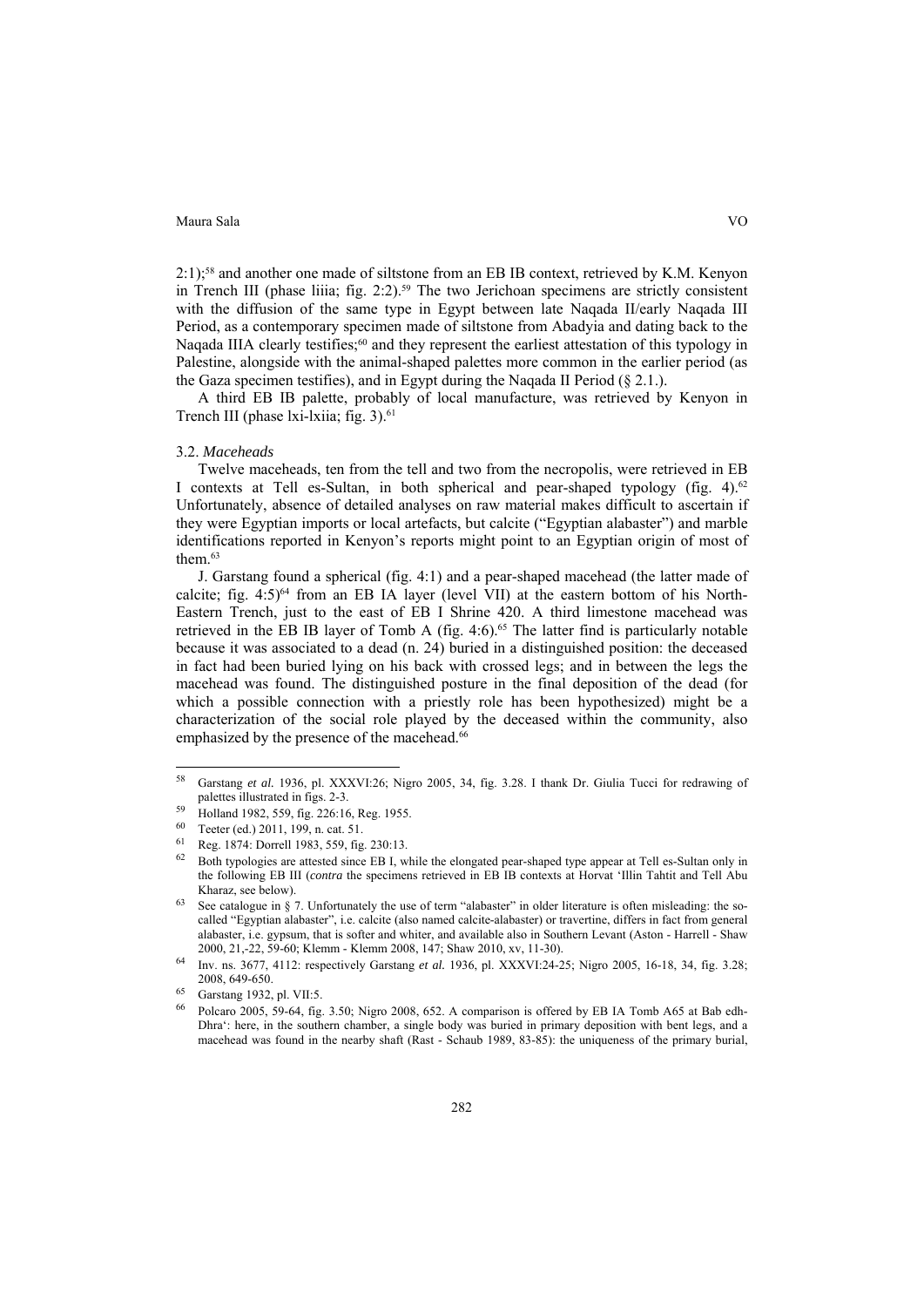2:1);[58] and another one made of siltstone from an EB IB context, retrieved by K.M. Kenyon in Trench III (phase liiia; fig. 2:2).[59] The two Jerichoan specimens are strictly consistent with the diffusion of the same type in Egypt between late Naqada II/early Naqada III Period, as a contemporary specimen made of siltstone from Abadyia and dating back to the Naqada IIIA clearly testifies;[60] and they represent the earliest attestation of this typology in Palestine, alongside with the animal-shaped palettes more common in the earlier period (as the Gaza specimen testifies), and in Egypt during the Naqada II Period (§ 2.1.).

A third EB IB palette, probably of local manufacture, was retrieved by Kenyon in Trench III (phase lxi-lxiia; fig. 3).[61]

### 3.2. *Maceheads*

Twelve maceheads, ten from the tell and two from the necropolis, were retrieved in EB I contexts at Tell es-Sultan, in both spherical and pear-shaped typology (fig. 4).[62] Unfortunately, absence of detailed analyses on raw material makes difficult to ascertain if they were Egyptian imports or local artefacts, but calcite ("Egyptian alabaster") and marble identifications reported in Kenyon's reports might point to an Egyptian origin of most of them.[63]

J. Garstang found a spherical (fig. 4:1) and a pear-shaped macehead (the latter made of calcite; fig. 4:5)[64] from an EB IA layer (level VII) at the eastern bottom of his North-Eastern Trench, just to the east of EB I Shrine 420. A third limestone macehead was retrieved in the EB IB layer of Tomb A (fig. 4:6).[65] The latter find is particularly notable because it was associated to a dead (n. 24) buried in a distinguished position: the deceased in fact had been buried lying on his back with crossed legs; and in between the legs the macehead was found. The distinguished posture in the final deposition of the dead (for which a possible connection with a priestly role has been hypothesized) might be a characterization of the social role played by the deceased within the community, also emphasized by the presence of the macehead.[66]

---

[58] Garstang *et al.* 1936, pl. XXXVI:26; Nigro 2005, 34, fig. 3.28. I thank Dr. Giulia Tucci for redrawing of palettes illustrated in figs. 2-3.

[59] Holland 1982, 559, fig. 226:16, Reg. 1955.

[60] Teeter (ed.) 2011, 199, n. cat. 51.

[61] Reg. 1874: Dorrell 1983, 559, fig. 230:13.

[62] Both typologies are attested since EB I, while the elongated pear-shaped type appear at Tell es-Sultan only in the following EB III (*contra* the specimens retrieved in EB IB contexts at Horvat 'Illin Tahtit and Tell Abu Kharaz, see below).

[63] See catalogue in § 7. Unfortunately the use of term "alabaster" in older literature is often misleading: the so-called "Egyptian alabaster", i.e. calcite (also named calcite-alabaster) or travertine, differs in fact from general alabaster, i.e. gypsum, that is softer and whiter, and available also in Southern Levant (Aston - Harrell - Shaw 2000, 21,-22, 59-60; Klemm - Klemm 2008, 147; Shaw 2010, xv, 11-30).

[64] Inv. ns. 3677, 4112: respectively Garstang *et al.* 1936, pl. XXXVI:24-25; Nigro 2005, 16-18, 34, fig. 3.28; 2008, 649-650.

[65] Garstang 1932, pl. VII:5.

[66] Polcaro 2005, 59-64, fig. 3.50; Nigro 2008, 652. A comparison is offered by EB IA Tomb A65 at Bab edh-Dhra': here, in the southern chamber, a single body was buried in primary deposition with bent legs, and a macehead was found in the nearby shaft (Rast - Schaub 1989, 83-85): the uniqueness of the primary burial,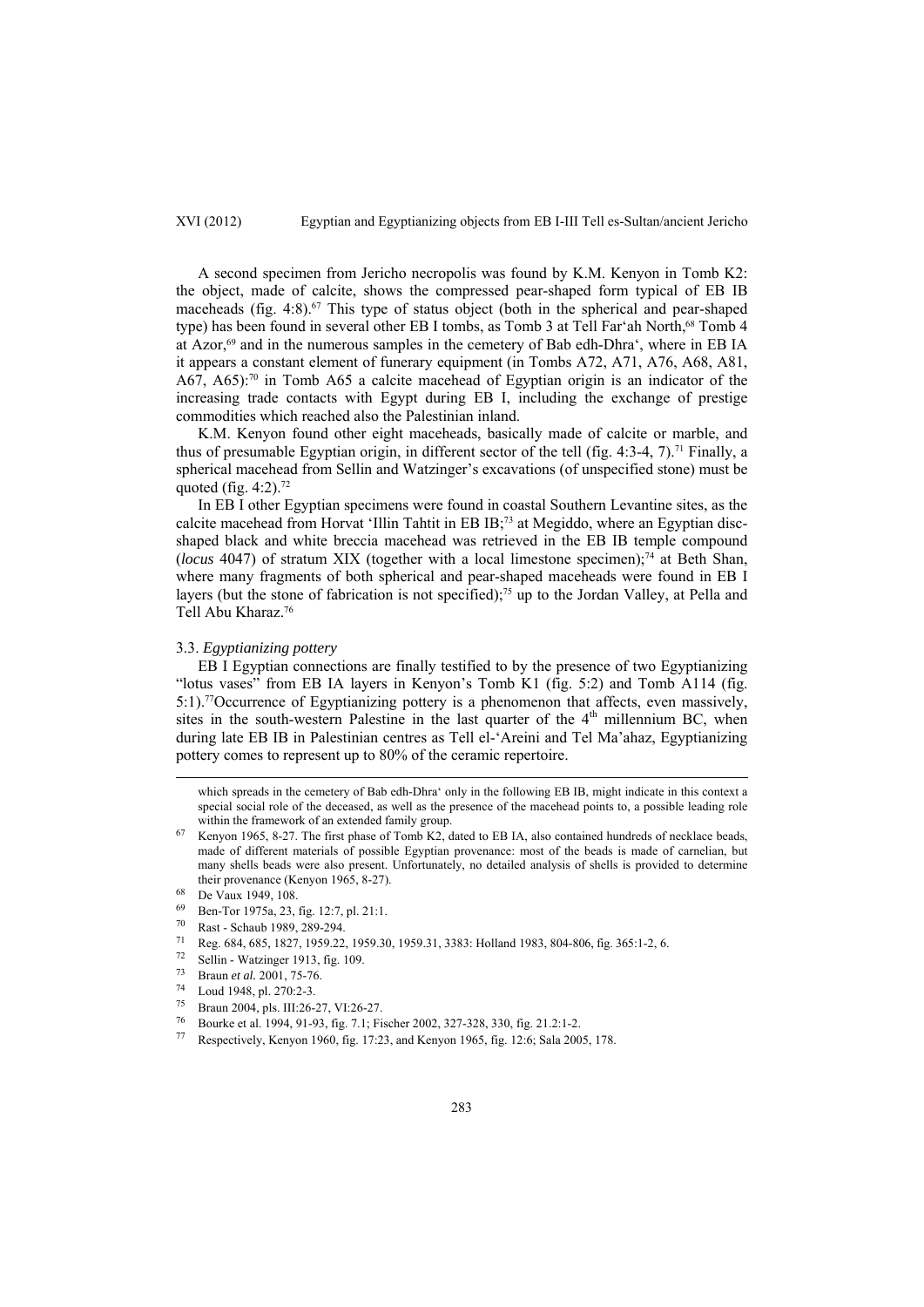A second specimen from Jericho necropolis was found by K.M. Kenyon in Tomb K2: the object, made of calcite, shows the compressed pear-shaped form typical of EB IB maceheads (fig. 4:8).[67] This type of status object (both in the spherical and pear-shaped type) has been found in several other EB I tombs, as Tomb 3 at Tell Far'ah North,[68] Tomb 4 at Azor,[69] and in the numerous samples in the cemetery of Bab edh-Dhra', where in EB IA it appears a constant element of funerary equipment (in Tombs A72, A71, A76, A68, A81, A67, A65):[70] in Tomb A65 a calcite macehead of Egyptian origin is an indicator of the increasing trade contacts with Egypt during EB I, including the exchange of prestige commodities which reached also the Palestinian inland.

K.M. Kenyon found other eight maceheads, basically made of calcite or marble, and thus of presumable Egyptian origin, in different sector of the tell (fig. 4:3-4, 7).[71] Finally, a spherical macehead from Sellin and Watzinger's excavations (of unspecified stone) must be quoted (fig. 4:2).[72]

In EB I other Egyptian specimens were found in coastal Southern Levantine sites, as the calcite macehead from Horvat 'Illin Tahtit in EB IB;[73] at Megiddo, where an Egyptian disc-shaped black and white breccia macehead was retrieved in the EB IB temple compound (*locus* 4047) of stratum XIX (together with a local limestone specimen);[74] at Beth Shan, where many fragments of both spherical and pear-shaped maceheads were found in EB I layers (but the stone of fabrication is not specified);[75] up to the Jordan Valley, at Pella and Tell Abu Kharaz.[76]

### 3.3. *Egyptianizing pottery*

EB I Egyptian connections are finally testified to by the presence of two Egyptianizing "lotus vases" from EB IA layers in Kenyon's Tomb K1 (fig. 5:2) and Tomb A114 (fig. 5:1).[77] Occurrence of Egyptianizing pottery is a phenomenon that affects, even massively, sites in the south-western Palestine in the last quarter of the 4th millennium BC, when during late EB IB in Palestinian centres as Tell el-'Areini and Tel Ma'ahaz, Egyptianizing pottery comes to represent up to 80% of the ceramic repertoire.

---

which spreads in the cemetery of Bab edh-Dhra' only in the following EB IB, might indicate in this context a special social role of the deceased, as well as the presence of the macehead points to, a possible leading role within the framework of an extended family group.

[67] Kenyon 1965, 8-27. The first phase of Tomb K2, dated to EB IA, also contained hundreds of necklace beads, made of different materials of possible Egyptian provenance: most of the beads is made of carnelian, but many shells beads were also present. Unfortunately, no detailed analysis of shells is provided to determine their provenance (Kenyon 1965, 8-27).

[68] De Vaux 1949, 108.

[69] Ben-Tor 1975a, 23, fig. 12:7, pl. 21:1.

[70] Rast - Schaub 1989, 289-294.

[71] Reg. 684, 685, 1827, 1959.22, 1959.30, 1959.31, 3383: Holland 1983, 804-806, fig. 365:1-2, 6.

[72] Sellin - Watzinger 1913, fig. 109.

[73] Braun *et al.* 2001, 75-76.

[74] Loud 1948, pl. 270:2-3.

[75] Braun 2004, pls. III:26-27, VI:26-27.

[76] Bourke et al. 1994, 91-93, fig. 7.1; Fischer 2002, 327-328, 330, fig. 21.2:1-2.

[77] Respectively, Kenyon 1960, fig. 17:23, and Kenyon 1965, fig. 12:6; Sala 2005, 178.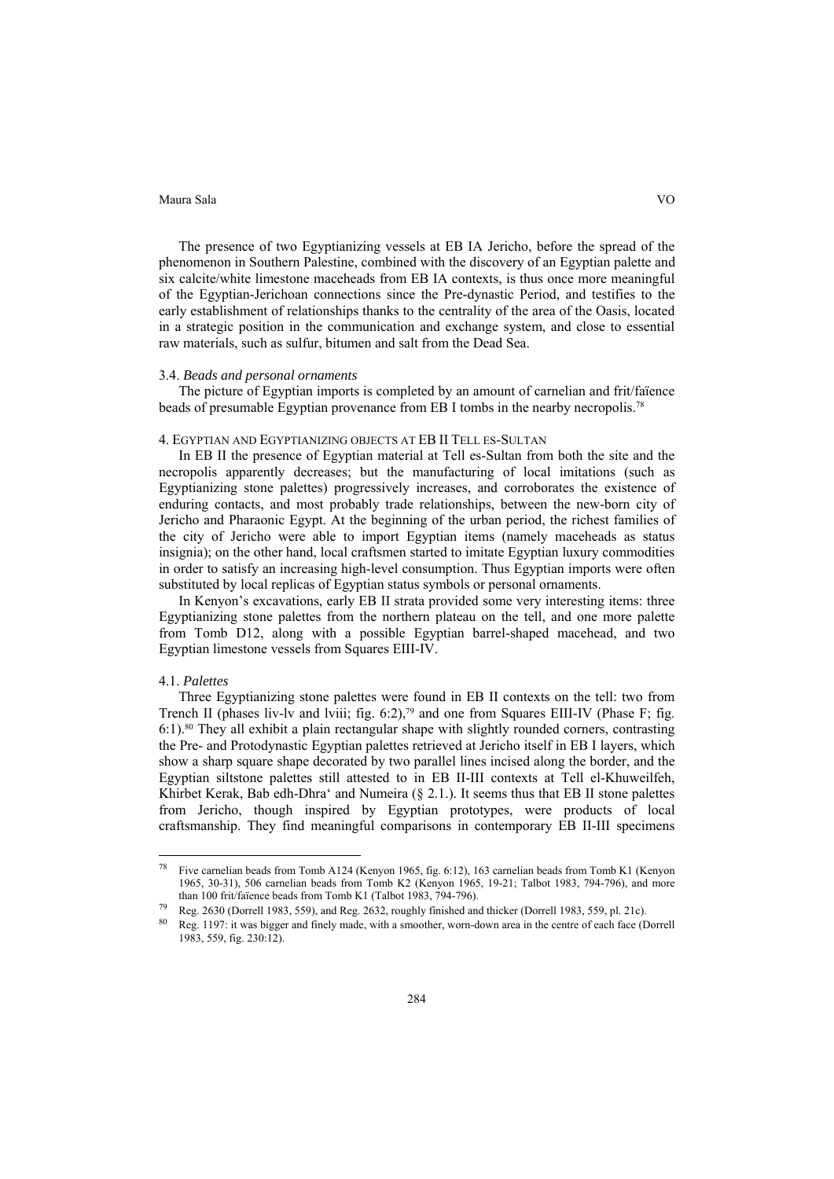The presence of two Egyptianizing vessels at EB IA Jericho, before the spread of the phenomenon in Southern Palestine, combined with the discovery of an Egyptian palette and six calcite/white limestone maceheads from EB IA contexts, is thus once more meaningful of the Egyptian-Jerichoan connections since the Pre-dynastic Period, and testifies to the early establishment of relationships thanks to the centrality of the area of the Oasis, located in a strategic position in the communication and exchange system, and close to essential raw materials, such as sulfur, bitumen and salt from the Dead Sea.

### 3.4. *Beads and personal ornaments*

The picture of Egyptian imports is completed by an amount of carnelian and frit/faïence beads of presumable Egyptian provenance from EB I tombs in the nearby necropolis.[78]

## 4. Egyptian and Egyptianizing objects at EB II Tell es-Sultan

In EB II the presence of Egyptian material at Tell es-Sultan from both the site and the necropolis apparently decreases; but the manufacturing of local imitations (such as Egyptianizing stone palettes) progressively increases, and corroborates the existence of enduring contacts, and most probably trade relationships, between the new-born city of Jericho and Pharaonic Egypt. At the beginning of the urban period, the richest families of the city of Jericho were able to import Egyptian items (namely maceheads as status insignia); on the other hand, local craftsmen started to imitate Egyptian luxury commodities in order to satisfy an increasing high-level consumption. Thus Egyptian imports were often substituted by local replicas of Egyptian status symbols or personal ornaments.

In Kenyon's excavations, early EB II strata provided some very interesting items: three Egyptianizing stone palettes from the northern plateau on the tell, and one more palette from Tomb D12, along with a possible Egyptian barrel-shaped macehead, and two Egyptian limestone vessels from Squares EIII-IV.

### 4.1. *Palettes*

Three Egyptianizing stone palettes were found in EB II contexts on the tell: two from Trench II (phases liv-lv and lviii; fig. 6:2),[79] and one from Squares EIII-IV (Phase F; fig. 6:1).[80] They all exhibit a plain rectangular shape with slightly rounded corners, contrasting the Pre- and Protodynastic Egyptian palettes retrieved at Jericho itself in EB I layers, which show a sharp square shape decorated by two parallel lines incised along the border, and the Egyptian siltstone palettes still attested to in EB II-III contexts at Tell el-Khuweilfeh, Khirbet Kerak, Bab edh-Dhra' and Numeira (§ 2.1.). It seems thus that EB II stone palettes from Jericho, though inspired by Egyptian prototypes, were products of local craftsmanship. They find meaningful comparisons in contemporary EB II-III specimens

---

[78] Five carnelian beads from Tomb A124 (Kenyon 1965, fig. 6:12), 163 carnelian beads from Tomb K1 (Kenyon 1965, 30-31), 506 carnelian beads from Tomb K2 (Kenyon 1965, 19-21; Talbot 1983, 794-796), and more than 100 frit/faïence beads from Tomb K1 (Talbot 1983, 794-796).

[79] Reg. 2630 (Dorrell 1983, 559), and Reg. 2632, roughly finished and thicker (Dorrell 1983, 559, pl. 21c).

[80] Reg. 1197: it was bigger and finely made, with a smoother, worn-down area in the centre of each face (Dorrell 1983, 559, fig. 230:12).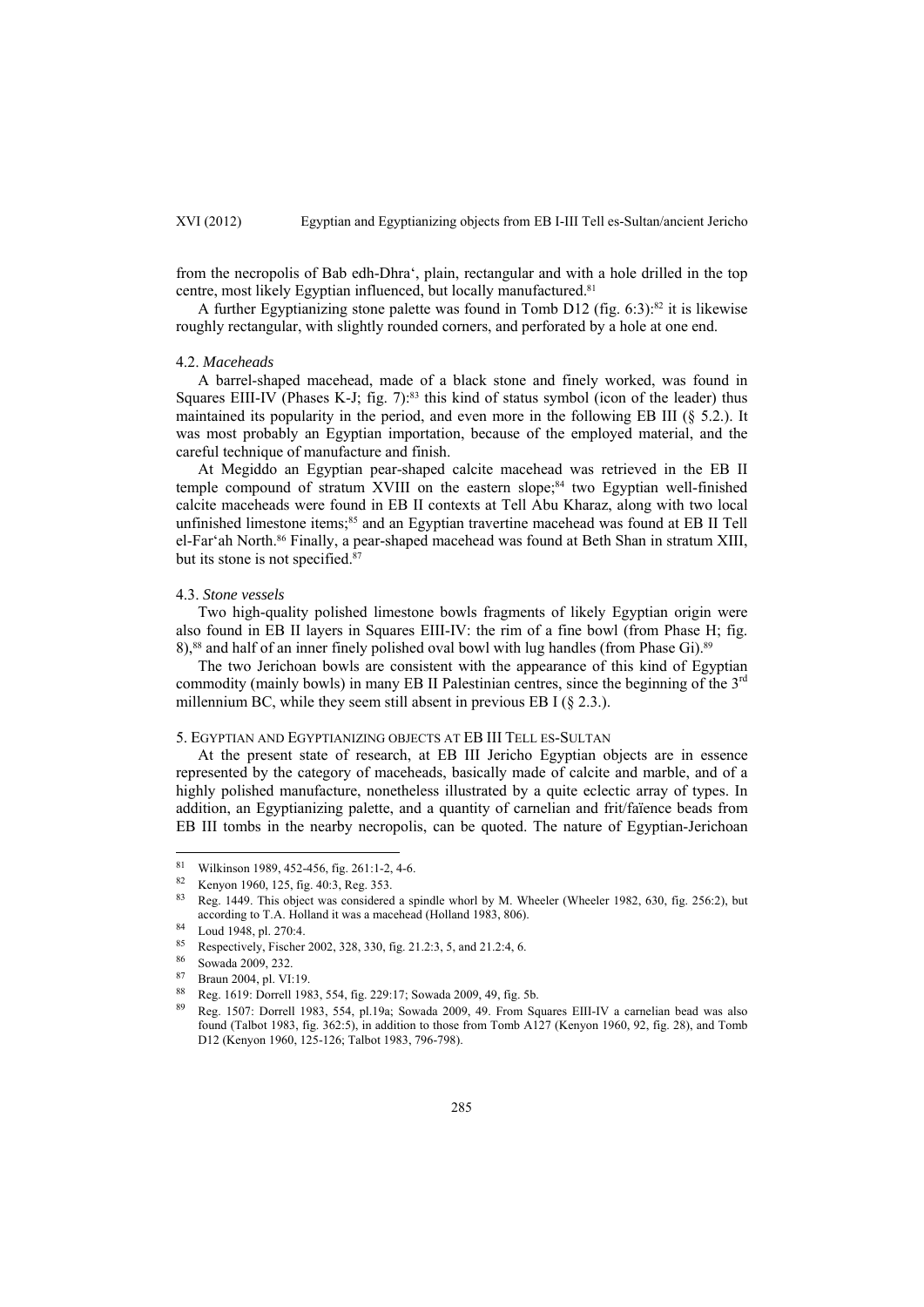from the necropolis of Bab edh-Dhra‘, plain, rectangular and with a hole drilled in the top centre, most likely Egyptian influenced, but locally manufactured.[81]

A further Egyptianizing stone palette was found in Tomb D12 (fig. 6:3):[82] it is likewise roughly rectangular, with slightly rounded corners, and perforated by a hole at one end.

#### 4.2. *Maceheads*

A barrel-shaped macehead, made of a black stone and finely worked, was found in Squares EIII-IV (Phases K-J; fig. 7):[83] this kind of status symbol (icon of the leader) thus maintained its popularity in the period, and even more in the following EB III (§ 5.2.). It was most probably an Egyptian importation, because of the employed material, and the careful technique of manufacture and finish.

At Megiddo an Egyptian pear-shaped calcite macehead was retrieved in the EB II temple compound of stratum XVIII on the eastern slope;[84] two Egyptian well-finished calcite maceheads were found in EB II contexts at Tell Abu Kharaz, along with two local unfinished limestone items;[85] and an Egyptian travertine macehead was found at EB II Tell el-Far‘ah North.[86] Finally, a pear-shaped macehead was found at Beth Shan in stratum XIII, but its stone is not specified.[87]

#### 4.3. *Stone vessels*

Two high-quality polished limestone bowls fragments of likely Egyptian origin were also found in EB II layers in Squares EIII-IV: the rim of a fine bowl (from Phase H; fig. 8),[88] and half of an inner finely polished oval bowl with lug handles (from Phase Gi).[89]

The two Jerichoan bowls are consistent with the appearance of this kind of Egyptian commodity (mainly bowls) in many EB II Palestinian centres, since the beginning of the 3rd millennium BC, while they seem still absent in previous EB I (§ 2.3.).

### 5. Egyptian and Egyptianizing objects at EB III Tell es-Sultan

At the present state of research, at EB III Jericho Egyptian objects are in essence represented by the category of maceheads, basically made of calcite and marble, and of a highly polished manufacture, nonetheless illustrated by a quite eclectic array of types. In addition, an Egyptianizing palette, and a quantity of carnelian and frit/faïence beads from EB III tombs in the nearby necropolis, can be quoted. The nature of Egyptian-Jerichoan

---

[81] Wilkinson 1989, 452-456, fig. 261:1-2, 4-6.

[82] Kenyon 1960, 125, fig. 40:3, Reg. 353.

[83] Reg. 1449. This object was considered a spindle whorl by M. Wheeler (Wheeler 1982, 630, fig. 256:2), but according to T.A. Holland it was a macehead (Holland 1983, 806).

[84] Loud 1948, pl. 270:4.

[85] Respectively, Fischer 2002, 328, 330, fig. 21.2:3, 5, and 21.2:4, 6.

[86] Sowada 2009, 232.

[87] Braun 2004, pl. VI:19.

[88] Reg. 1619: Dorrell 1983, 554, fig. 229:17; Sowada 2009, 49, fig. 5b.

[89] Reg. 1507: Dorrell 1983, 554, pl.19a; Sowada 2009, 49. From Squares EIII-IV a carnelian bead was also found (Talbot 1983, fig. 362:5), in addition to those from Tomb A127 (Kenyon 1960, 92, fig. 28), and Tomb D12 (Kenyon 1960, 125-126; Talbot 1983, 796-798).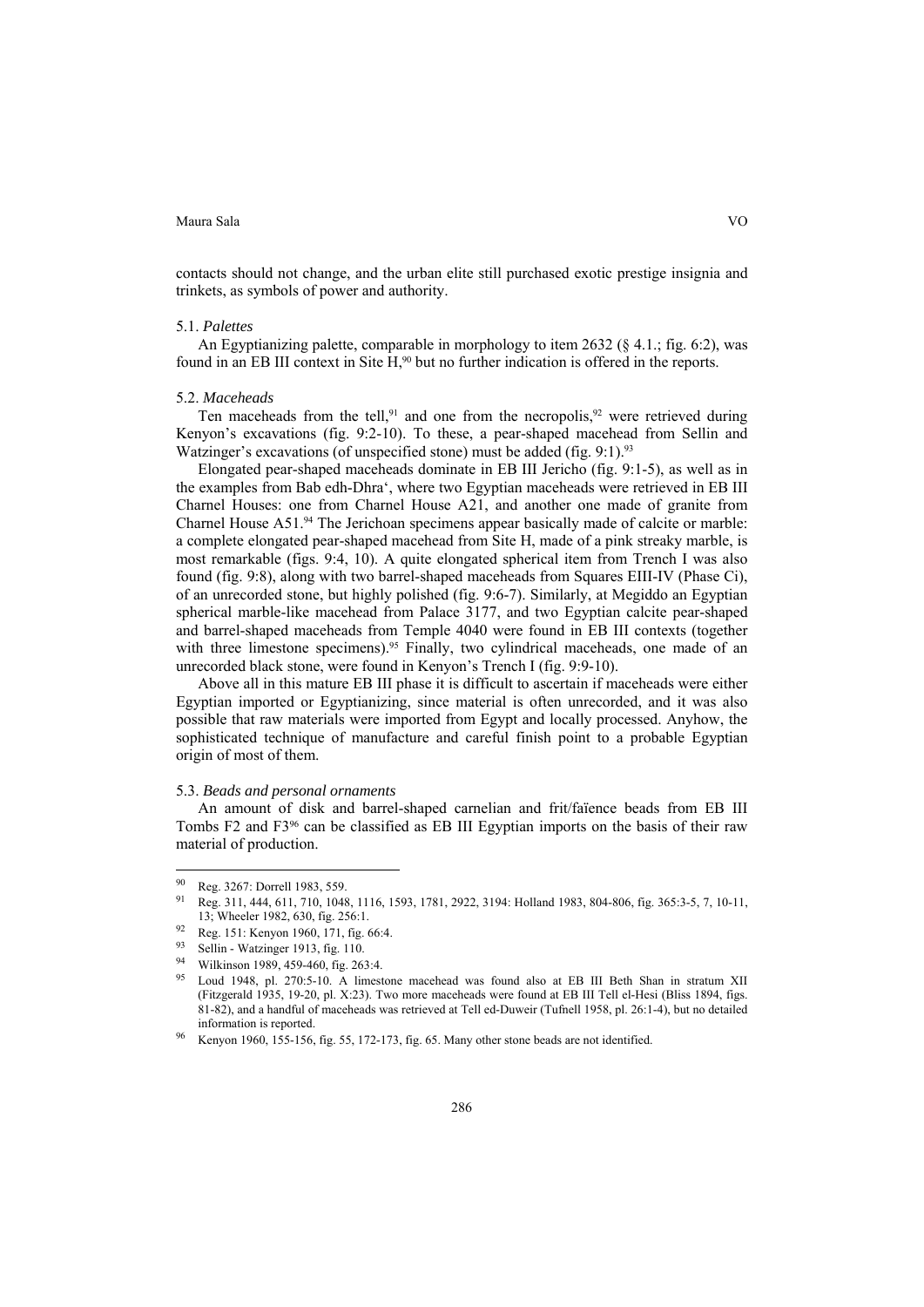contacts should not change, and the urban elite still purchased exotic prestige insignia and trinkets, as symbols of power and authority.

### 5.1. *Palettes*

An Egyptianizing palette, comparable in morphology to item 2632 (§ 4.1.; fig. 6:2), was found in an EB III context in Site H,[90] but no further indication is offered in the reports.

### 5.2. *Maceheads*

Ten maceheads from the tell,[91] and one from the necropolis,[92] were retrieved during Kenyon's excavations (fig. 9:2-10). To these, a pear-shaped macehead from Sellin and Watzinger's excavations (of unspecified stone) must be added (fig. 9:1).[93]

Elongated pear-shaped maceheads dominate in EB III Jericho (fig. 9:1-5), as well as in the examples from Bab edh-Dhra', where two Egyptian maceheads were retrieved in EB III Charnel Houses: one from Charnel House A21, and another one made of granite from Charnel House A51.[94] The Jerichoan specimens appear basically made of calcite or marble: a complete elongated pear-shaped macehead from Site H, made of a pink streaky marble, is most remarkable (figs. 9:4, 10). A quite elongated spherical item from Trench I was also found (fig. 9:8), along with two barrel-shaped maceheads from Squares EIII-IV (Phase Ci), of an unrecorded stone, but highly polished (fig. 9:6-7). Similarly, at Megiddo an Egyptian spherical marble-like macehead from Palace 3177, and two Egyptian calcite pear-shaped and barrel-shaped maceheads from Temple 4040 were found in EB III contexts (together with three limestone specimens).[95] Finally, two cylindrical maceheads, one made of an unrecorded black stone, were found in Kenyon's Trench I (fig. 9:9-10).

Above all in this mature EB III phase it is difficult to ascertain if maceheads were either Egyptian imported or Egyptianizing, since material is often unrecorded, and it was also possible that raw materials were imported from Egypt and locally processed. Anyhow, the sophisticated technique of manufacture and careful finish point to a probable Egyptian origin of most of them.

### 5.3. *Beads and personal ornaments*

An amount of disk and barrel-shaped carnelian and frit/faïence beads from EB III Tombs F2 and F3[96] can be classified as EB III Egyptian imports on the basis of their raw material of production.

---

[90] Reg. 3267: Dorrell 1983, 559.

[91] Reg. 311, 444, 611, 710, 1048, 1116, 1593, 1781, 2922, 3194: Holland 1983, 804-806, fig. 365:3-5, 7, 10-11, 13; Wheeler 1982, 630, fig. 256:1.

[92] Reg. 151: Kenyon 1960, 171, fig. 66:4.

[93] Sellin - Watzinger 1913, fig. 110.

[94] Wilkinson 1989, 459-460, fig. 263:4.

[95] Loud 1948, pl. 270:5-10. A limestone macehead was found also at EB III Beth Shan in stratum XII (Fitzgerald 1935, 19-20, pl. X:23). Two more maceheads were found at EB III Tell el-Hesi (Bliss 1894, figs. 81-82), and a handful of maceheads was retrieved at Tell ed-Duweir (Tufnell 1958, pl. 26:1-4), but no detailed information is reported.

[96] Kenyon 1960, 155-156, fig. 55, 172-173, fig. 65. Many other stone beads are not identified.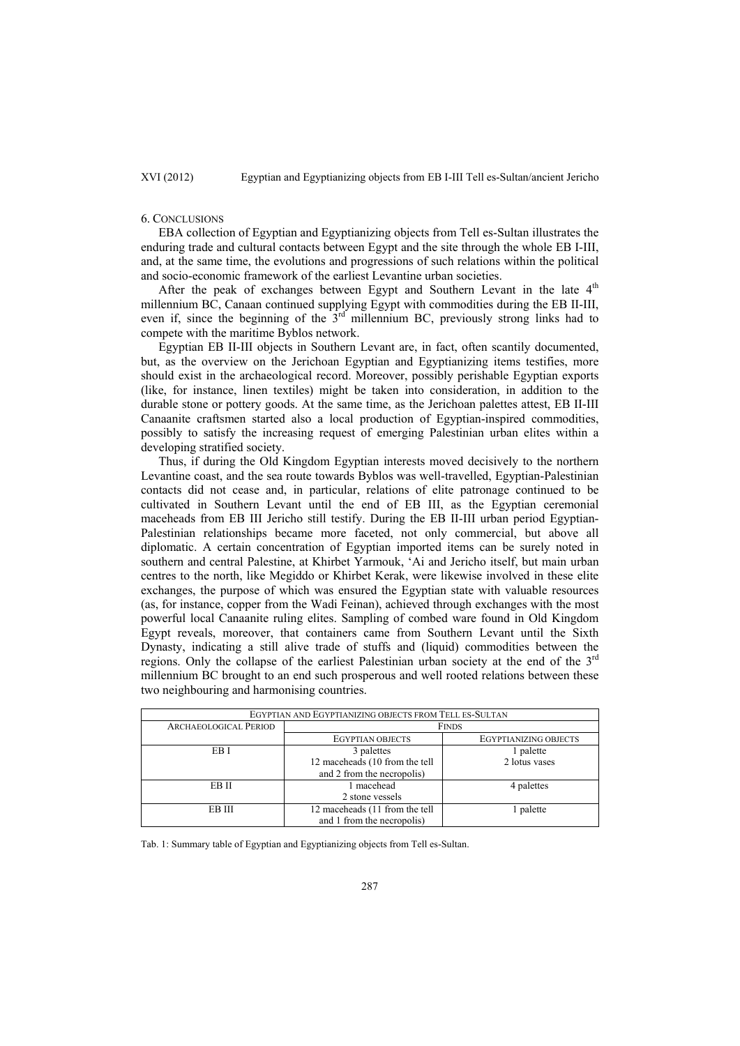## 6. Conclusions

EBA collection of Egyptian and Egyptianizing objects from Tell es-Sultan illustrates the enduring trade and cultural contacts between Egypt and the site through the whole EB I-III, and, at the same time, the evolutions and progressions of such relations within the political and socio-economic framework of the earliest Levantine urban societies.

After the peak of exchanges between Egypt and Southern Levant in the late 4th millennium BC, Canaan continued supplying Egypt with commodities during the EB II-III, even if, since the beginning of the 3rd millennium BC, previously strong links had to compete with the maritime Byblos network.

Egyptian EB II-III objects in Southern Levant are, in fact, often scantily documented, but, as the overview on the Jerichoan Egyptian and Egyptianizing items testifies, more should exist in the archaeological record. Moreover, possibly perishable Egyptian exports (like, for instance, linen textiles) might be taken into consideration, in addition to the durable stone or pottery goods. At the same time, as the Jerichoan palettes attest, EB II-III Canaanite craftsmen started also a local production of Egyptian-inspired commodities, possibly to satisfy the increasing request of emerging Palestinian urban elites within a developing stratified society.

Thus, if during the Old Kingdom Egyptian interests moved decisively to the northern Levantine coast, and the sea route towards Byblos was well-travelled, Egyptian-Palestinian contacts did not cease and, in particular, relations of elite patronage continued to be cultivated in Southern Levant until the end of EB III, as the Egyptian ceremonial maceheads from EB III Jericho still testify. During the EB II-III urban period Egyptian-Palestinian relationships became more faceted, not only commercial, but above all diplomatic. A certain concentration of Egyptian imported items can be surely noted in southern and central Palestine, at Khirbet Yarmouk, 'Ai and Jericho itself, but main urban centres to the north, like Megiddo or Khirbet Kerak, were likewise involved in these elite exchanges, the purpose of which was ensured the Egyptian state with valuable resources (as, for instance, copper from the Wadi Feinan), achieved through exchanges with the most powerful local Canaanite ruling elites. Sampling of combed ware found in Old Kingdom Egypt reveals, moreover, that containers came from Southern Levant until the Sixth Dynasty, indicating a still alive trade of stuffs and (liquid) commodities between the regions. Only the collapse of the earliest Palestinian urban society at the end of the 3rd millennium BC brought to an end such prosperous and well rooted relations between these two neighbouring and harmonising countries.

| Egyptian and Egyptianizing objects from Tell es-Sultan | | |
|---|---|---|
| Archaeological Period | Finds | |
| | Egyptian objects | Egyptianizing objects |
| EB I | 3 palettes<br>12 maceheads (10 from the tell and 2 from the necropolis) | 1 palette<br>2 lotus vases |
| EB II | 1 macehead<br>2 stone vessels | 4 palettes |
| EB III | 12 maceheads (11 from the tell and 1 from the necropolis) | 1 palette |

Tab. 1: Summary table of Egyptian and Egyptianizing objects from Tell es-Sultan.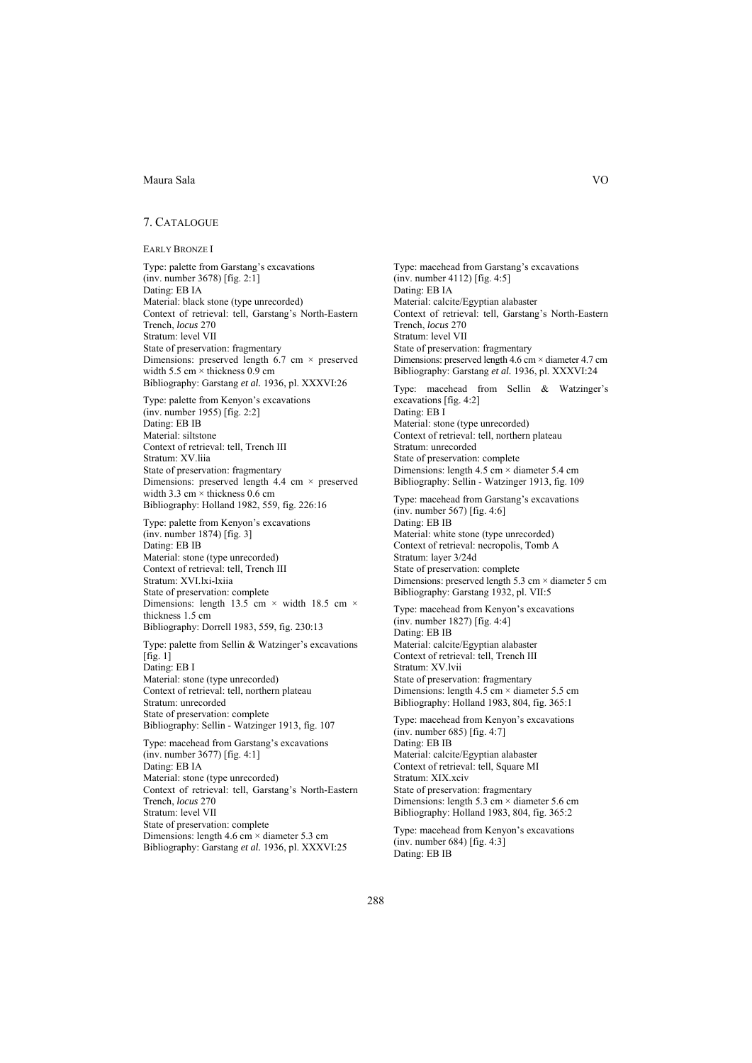## 7. CATALOGUE

### EARLY BRONZE I

Type: palette from Garstang's excavations (inv. number 3678) [fig. 2:1]
Dating: EB IA
Material: black stone (type unrecorded)
Context of retrieval: tell, Garstang's North-Eastern Trench, *locus* 270
Stratum: level VII
State of preservation: fragmentary
Dimensions: preserved length 6.7 cm × preserved width 5.5 cm × thickness 0.9 cm
Bibliography: Garstang *et al.* 1936, pl. XXXVI:26

Type: palette from Kenyon's excavations (inv. number 1955) [fig. 2:2]
Dating: EB IB
Material: siltstone
Context of retrieval: tell, Trench III
Stratum: XV.liia
State of preservation: fragmentary
Dimensions: preserved length 4.4 cm × preserved width 3.3 cm × thickness 0.6 cm
Bibliography: Holland 1982, 559, fig. 226:16

Type: palette from Kenyon's excavations (inv. number 1874) [fig. 3]
Dating: EB IB
Material: stone (type unrecorded)
Context of retrieval: tell, Trench III
Stratum: XVI.lxi-lxiia
State of preservation: complete
Dimensions: length 13.5 cm × width 18.5 cm × thickness 1.5 cm
Bibliography: Dorrell 1983, 559, fig. 230:13

Type: palette from Sellin & Watzinger's excavations [fig. 1]
Dating: EB I
Material: stone (type unrecorded)
Context of retrieval: tell, northern plateau
Stratum: unrecorded
State of preservation: complete
Bibliography: Sellin - Watzinger 1913, fig. 107

Type: macehead from Garstang's excavations (inv. number 3677) [fig. 4:1]
Dating: EB IA
Material: stone (type unrecorded)
Context of retrieval: tell, Garstang's North-Eastern Trench, *locus* 270
Stratum: level VII
State of preservation: complete
Dimensions: length 4.6 cm × diameter 5.3 cm
Bibliography: Garstang *et al.* 1936, pl. XXXVI:25

Type: macehead from Garstang's excavations (inv. number 4112) [fig. 4:5]
Dating: EB IA
Material: calcite/Egyptian alabaster
Context of retrieval: tell, Garstang's North-Eastern Trench, *locus* 270
Stratum: level VII
State of preservation: fragmentary
Dimensions: preserved length 4.6 cm × diameter 4.7 cm
Bibliography: Garstang *et al.* 1936, pl. XXXVI:24

Type: macehead from Sellin & Watzinger's excavations [fig. 4:2]
Dating: EB I
Material: stone (type unrecorded)
Context of retrieval: tell, northern plateau
Stratum: unrecorded
State of preservation: complete
Dimensions: length 4.5 cm × diameter 5.4 cm
Bibliography: Sellin - Watzinger 1913, fig. 109

Type: macehead from Garstang's excavations (inv. number 567) [fig. 4:6]
Dating: EB IB
Material: white stone (type unrecorded)
Context of retrieval: necropolis, Tomb A
Stratum: layer 3/24d
State of preservation: complete
Dimensions: preserved length 5.3 cm × diameter 5 cm
Bibliography: Garstang 1932, pl. VII:5

Type: macehead from Kenyon's excavations (inv. number 1827) [fig. 4:4]
Dating: EB IB
Material: calcite/Egyptian alabaster
Context of retrieval: tell, Trench III
Stratum: XV.lvii
State of preservation: fragmentary
Dimensions: length 4.5 cm × diameter 5.5 cm
Bibliography: Holland 1983, 804, fig. 365:1

Type: macehead from Kenyon's excavations (inv. number 685) [fig. 4:7]
Dating: EB IB
Material: calcite/Egyptian alabaster
Context of retrieval: tell, Square MI
Stratum: XIX.xciv
State of preservation: fragmentary
Dimensions: length 5.3 cm × diameter 5.6 cm
Bibliography: Holland 1983, 804, fig. 365:2

Type: macehead from Kenyon's excavations (inv. number 684) [fig. 4:3]
Dating: EB IB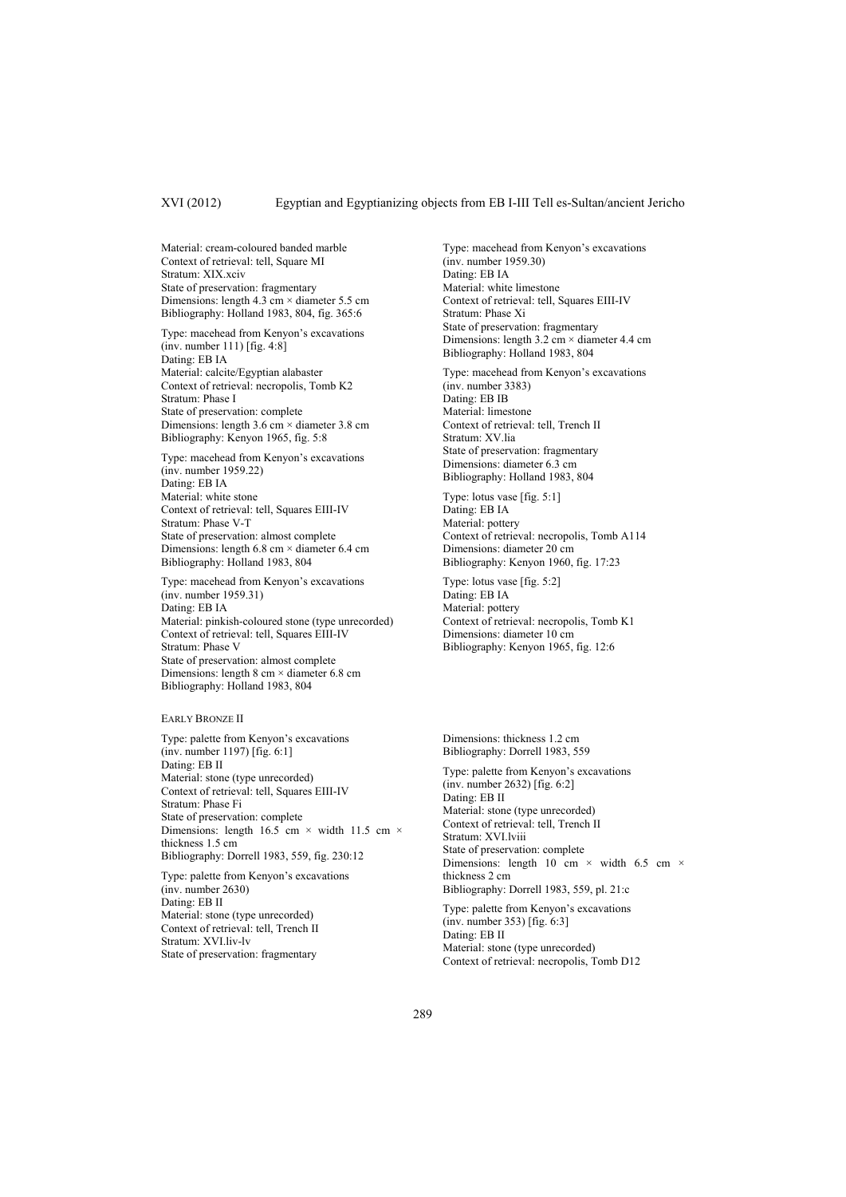Material: cream-coloured banded marble
Context of retrieval: tell, Square MI
Stratum: XIX.xciv
State of preservation: fragmentary
Dimensions: length 4.3 cm × diameter 5.5 cm
Bibliography: Holland 1983, 804, fig. 365:6

Type: macehead from Kenyon's excavations (inv. number 111) [fig. 4:8]
Dating: EB IA
Material: calcite/Egyptian alabaster
Context of retrieval: necropolis, Tomb K2
Stratum: Phase I
State of preservation: complete
Dimensions: length 3.6 cm × diameter 3.8 cm
Bibliography: Kenyon 1965, fig. 5:8

Type: macehead from Kenyon's excavations (inv. number 1959.22)
Dating: EB IA
Material: white stone
Context of retrieval: tell, Squares EIII-IV
Stratum: Phase V-T
State of preservation: almost complete
Dimensions: length 6.8 cm × diameter 6.4 cm
Bibliography: Holland 1983, 804

Type: macehead from Kenyon's excavations (inv. number 1959.31)
Dating: EB IA
Material: pinkish-coloured stone (type unrecorded)
Context of retrieval: tell, Squares EIII-IV
Stratum: Phase V
State of preservation: almost complete
Dimensions: length 8 cm × diameter 6.8 cm
Bibliography: Holland 1983, 804

Type: macehead from Kenyon's excavations (inv. number 1959.30)
Dating: EB IA
Material: white limestone
Context of retrieval: tell, Squares EIII-IV
Stratum: Phase Xi
State of preservation: fragmentary
Dimensions: length 3.2 cm × diameter 4.4 cm
Bibliography: Holland 1983, 804

Type: macehead from Kenyon's excavations (inv. number 3383)
Dating: EB IB
Material: limestone
Context of retrieval: tell, Trench II
Stratum: XV.lia
State of preservation: fragmentary
Dimensions: diameter 6.3 cm
Bibliography: Holland 1983, 804

Type: lotus vase [fig. 5:1]
Dating: EB IA
Material: pottery
Context of retrieval: necropolis, Tomb A114
Dimensions: diameter 20 cm
Bibliography: Kenyon 1960, fig. 17:23

Type: lotus vase [fig. 5:2]
Dating: EB IA
Material: pottery
Context of retrieval: necropolis, Tomb K1
Dimensions: diameter 10 cm
Bibliography: Kenyon 1965, fig. 12:6

### Early Bronze II

Type: palette from Kenyon's excavations (inv. number 1197) [fig. 6:1]
Dating: EB II
Material: stone (type unrecorded)
Context of retrieval: tell, Squares EIII-IV
Stratum: Phase Fi
State of preservation: complete
Dimensions: length 16.5 cm × width 11.5 cm × thickness 1.5 cm
Bibliography: Dorrell 1983, 559, fig. 230:12

Type: palette from Kenyon's excavations (inv. number 2630)
Dating: EB II
Material: stone (type unrecorded)
Context of retrieval: tell, Trench II
Stratum: XVI.liv-lv
State of preservation: fragmentary
Dimensions: thickness 1.2 cm
Bibliography: Dorrell 1983, 559

Type: palette from Kenyon's excavations (inv. number 2632) [fig. 6:2]
Dating: EB II
Material: stone (type unrecorded)
Context of retrieval: tell, Trench II
Stratum: XVI.lviii
State of preservation: complete
Dimensions: length 10 cm × width 6.5 cm × thickness 2 cm
Bibliography: Dorrell 1983, 559, pl. 21:c

Type: palette from Kenyon's excavations (inv. number 353) [fig. 6:3]
Dating: EB II
Material: stone (type unrecorded)
Context of retrieval: necropolis, Tomb D12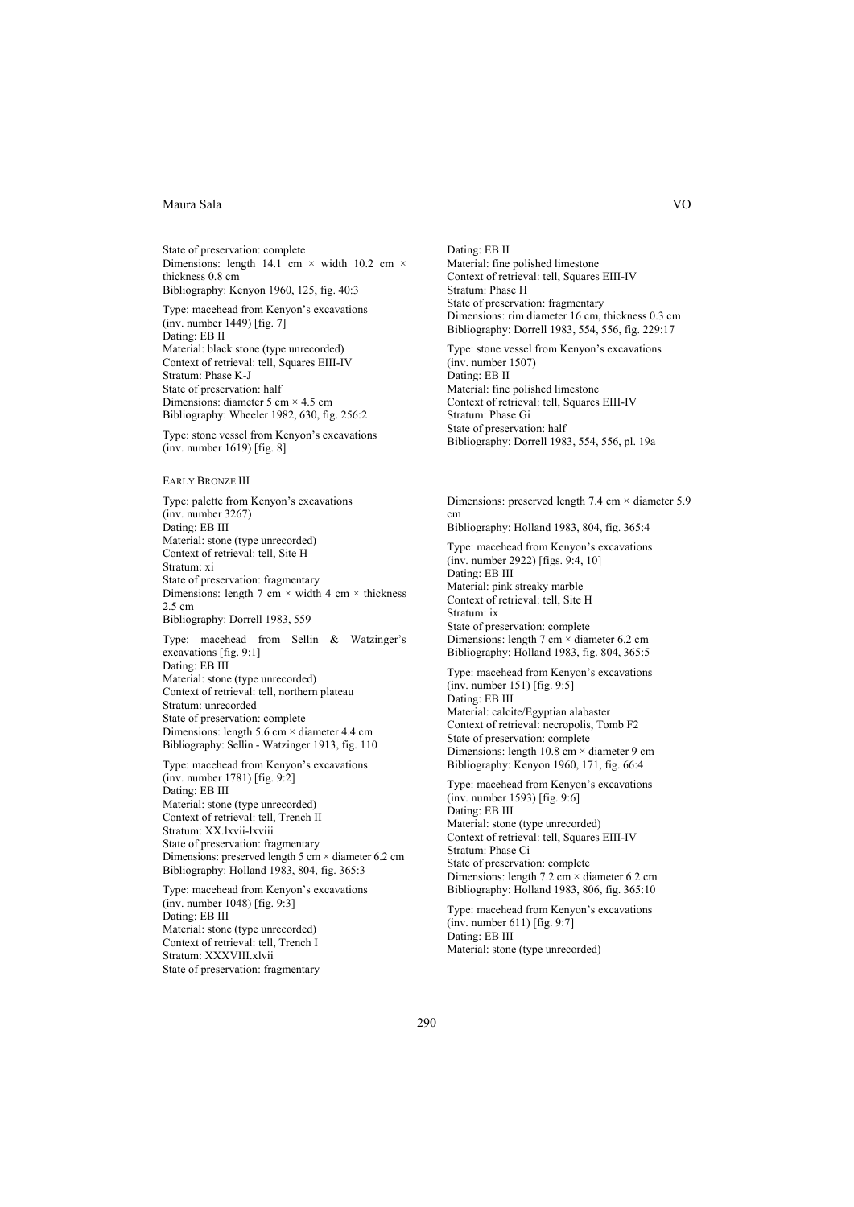State of preservation: complete
Dimensions: length 14.1 cm × width 10.2 cm × thickness 0.8 cm
Bibliography: Kenyon 1960, 125, fig. 40:3

Type: macehead from Kenyon's excavations (inv. number 1449) [fig. 7]
Dating: EB II
Material: black stone (type unrecorded)
Context of retrieval: tell, Squares EIII-IV
Stratum: Phase K-J
State of preservation: half
Dimensions: diameter 5 cm × 4.5 cm
Bibliography: Wheeler 1982, 630, fig. 256:2

Type: stone vessel from Kenyon's excavations (inv. number 1619) [fig. 8]
Dating: EB II
Material: fine polished limestone
Context of retrieval: tell, Squares EIII-IV
Stratum: Phase H
State of preservation: fragmentary
Dimensions: rim diameter 16 cm, thickness 0.3 cm
Bibliography: Dorrell 1983, 554, 556, fig. 229:17

Type: stone vessel from Kenyon's excavations (inv. number 1507)
Dating: EB II
Material: fine polished limestone
Context of retrieval: tell, Squares EIII-IV
Stratum: Phase Gi
State of preservation: half
Bibliography: Dorrell 1983, 554, 556, pl. 19a

EARLY BRONZE III

Type: palette from Kenyon's excavations (inv. number 3267)
Dating: EB III
Material: stone (type unrecorded)
Context of retrieval: tell, Site H
Stratum: xi
State of preservation: fragmentary
Dimensions: length 7 cm × width 4 cm × thickness 2.5 cm
Bibliography: Dorrell 1983, 559

Type: macehead from Sellin & Watzinger's excavations [fig. 9:1]
Dating: EB III
Material: stone (type unrecorded)
Context of retrieval: tell, northern plateau
Stratum: unrecorded
State of preservation: complete
Dimensions: length 5.6 cm × diameter 4.4 cm
Bibliography: Sellin - Watzinger 1913, fig. 110

Type: macehead from Kenyon's excavations (inv. number 1781) [fig. 9:2]
Dating: EB III
Material: stone (type unrecorded)
Context of retrieval: tell, Trench II
Stratum: XX.lxvii-lxviii
State of preservation: fragmentary
Dimensions: preserved length 5 cm × diameter 6.2 cm
Bibliography: Holland 1983, 804, fig. 365:3

Type: macehead from Kenyon's excavations (inv. number 1048) [fig. 9:3]
Dating: EB III
Material: stone (type unrecorded)
Context of retrieval: tell, Trench I
Stratum: XXXVIII.xlvii
State of preservation: fragmentary
Dimensions: preserved length 7.4 cm × diameter 5.9 cm
Bibliography: Holland 1983, 804, fig. 365:4

Type: macehead from Kenyon's excavations (inv. number 2922) [figs. 9:4, 10]
Dating: EB III
Material: pink streaky marble
Context of retrieval: tell, Site H
Stratum: ix
State of preservation: complete
Dimensions: length 7 cm × diameter 6.2 cm
Bibliography: Holland 1983, fig. 804, 365:5

Type: macehead from Kenyon's excavations (inv. number 151) [fig. 9:5]
Dating: EB III
Material: calcite/Egyptian alabaster
Context of retrieval: necropolis, Tomb F2
State of preservation: complete
Dimensions: length 10.8 cm × diameter 9 cm
Bibliography: Kenyon 1960, 171, fig. 66:4

Type: macehead from Kenyon's excavations (inv. number 1593) [fig. 9:6]
Dating: EB III
Material: stone (type unrecorded)
Context of retrieval: tell, Squares EIII-IV
Stratum: Phase Ci
State of preservation: complete
Dimensions: length 7.2 cm × diameter 6.2 cm
Bibliography: Holland 1983, 806, fig. 365:10

Type: macehead from Kenyon's excavations (inv. number 611) [fig. 9:7]
Dating: EB III
Material: stone (type unrecorded)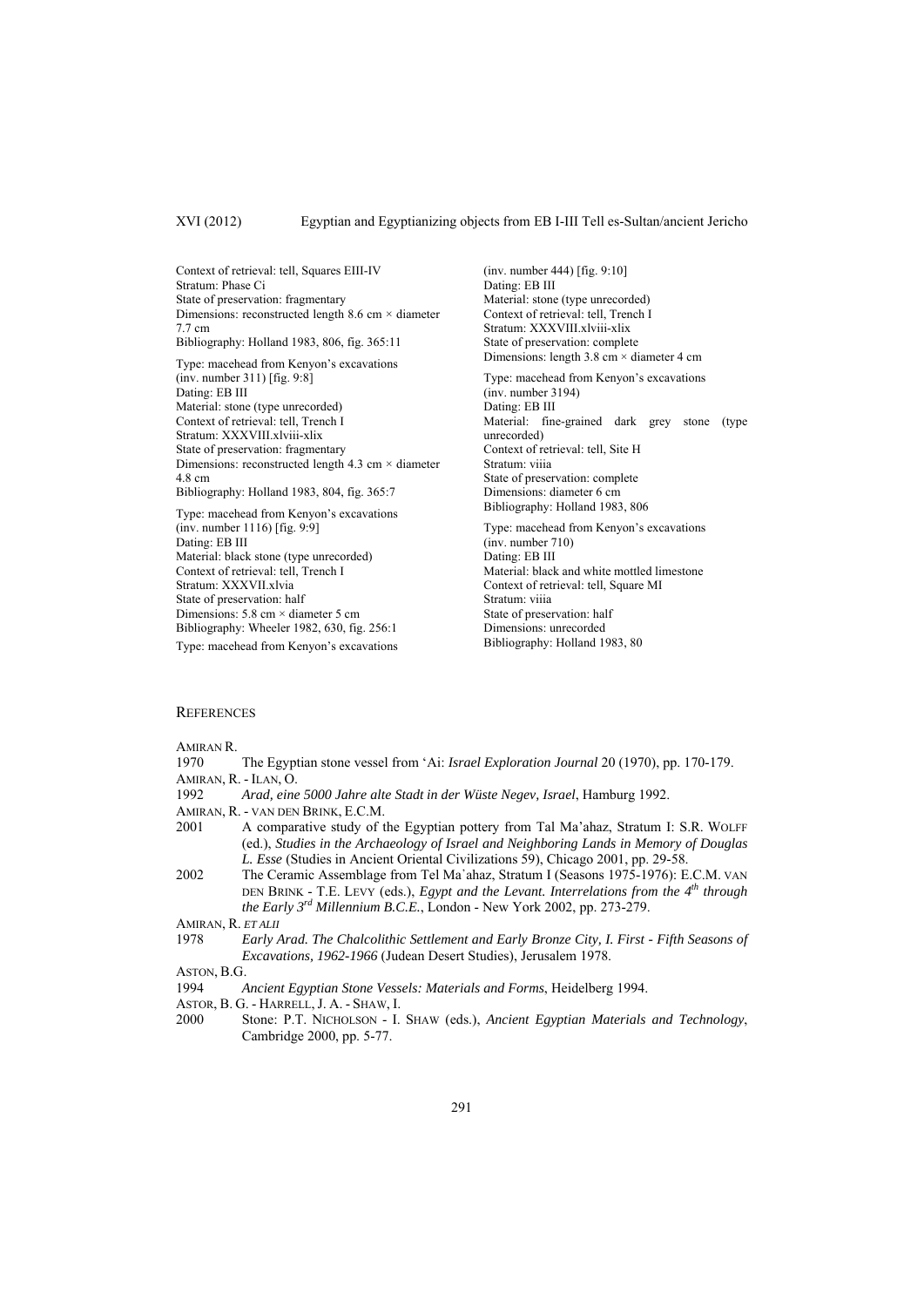Context of retrieval: tell, Squares EIII-IV
Stratum: Phase Ci
State of preservation: fragmentary
Dimensions: reconstructed length 8.6 cm × diameter 7.7 cm
Bibliography: Holland 1983, 806, fig. 365:11

Type: macehead from Kenyon's excavations (inv. number 311) [fig. 9:8]
Dating: EB III
Material: stone (type unrecorded)
Context of retrieval: tell, Trench I
Stratum: XXXVIII.xlviii-xlix
State of preservation: fragmentary
Dimensions: reconstructed length 4.3 cm × diameter 4.8 cm
Bibliography: Holland 1983, 804, fig. 365:7

Type: macehead from Kenyon's excavations (inv. number 1116) [fig. 9:9]
Dating: EB III
Material: black stone (type unrecorded)
Context of retrieval: tell, Trench I
Stratum: XXXVII.xlvia
State of preservation: half
Dimensions: 5.8 cm × diameter 5 cm
Bibliography: Wheeler 1982, 630, fig. 256:1

Type: macehead from Kenyon's excavations (inv. number 444) [fig. 9:10]
Dating: EB III
Material: stone (type unrecorded)
Context of retrieval: tell, Trench I
Stratum: XXXVIII.xlviii-xlix
State of preservation: complete
Dimensions: length 3.8 cm × diameter 4 cm

Type: macehead from Kenyon's excavations (inv. number 3194)
Dating: EB III
Material: fine-grained dark grey stone (type unrecorded)
Context of retrieval: tell, Site H
Stratum: viiia
State of preservation: complete
Dimensions: diameter 6 cm
Bibliography: Holland 1983, 806

Type: macehead from Kenyon's excavations (inv. number 710)
Dating: EB III
Material: black and white mottled limestone
Context of retrieval: tell, Square MI
Stratum: viiia
State of preservation: half
Dimensions: unrecorded
Bibliography: Holland 1983, 80

## References

AMIRAN R.

1970 The Egyptian stone vessel from 'Ai: *Israel Exploration Journal* 20 (1970), pp. 170-179.

AMIRAN, R. - ILAN, O.

1992 *Arad, eine 5000 Jahre alte Stadt in der Wüste Negev, Israel*, Hamburg 1992.

AMIRAN, R. - VAN DEN BRINK, E.C.M.

2001 A comparative study of the Egyptian pottery from Tal Ma'ahaz, Stratum I: S.R. WOLFF (ed.), *Studies in the Archaeology of Israel and Neighboring Lands in Memory of Douglas L. Esse* (Studies in Ancient Oriental Civilizations 59), Chicago 2001, pp. 29-58.

2002 The Ceramic Assemblage from Tel Maʿahaz, Stratum I (Seasons 1975-1976): E.C.M. VAN DEN BRINK - T.E. LEVY (eds.), *Egypt and the Levant. Interrelations from the 4th through the Early 3rd Millennium B.C.E.*, London - New York 2002, pp. 273-279.

AMIRAN, R. *ET ALII*

1978 *Early Arad. The Chalcolithic Settlement and Early Bronze City, I. First - Fifth Seasons of Excavations, 1962-1966* (Judean Desert Studies), Jerusalem 1978.

ASTON, B.G.

1994 *Ancient Egyptian Stone Vessels: Materials and Forms*, Heidelberg 1994.

ASTOR, B. G. - HARRELL, J. A. - SHAW, I.

2000 Stone: P.T. NICHOLSON - I. SHAW (eds.), *Ancient Egyptian Materials and Technology*, Cambridge 2000, pp. 5-77.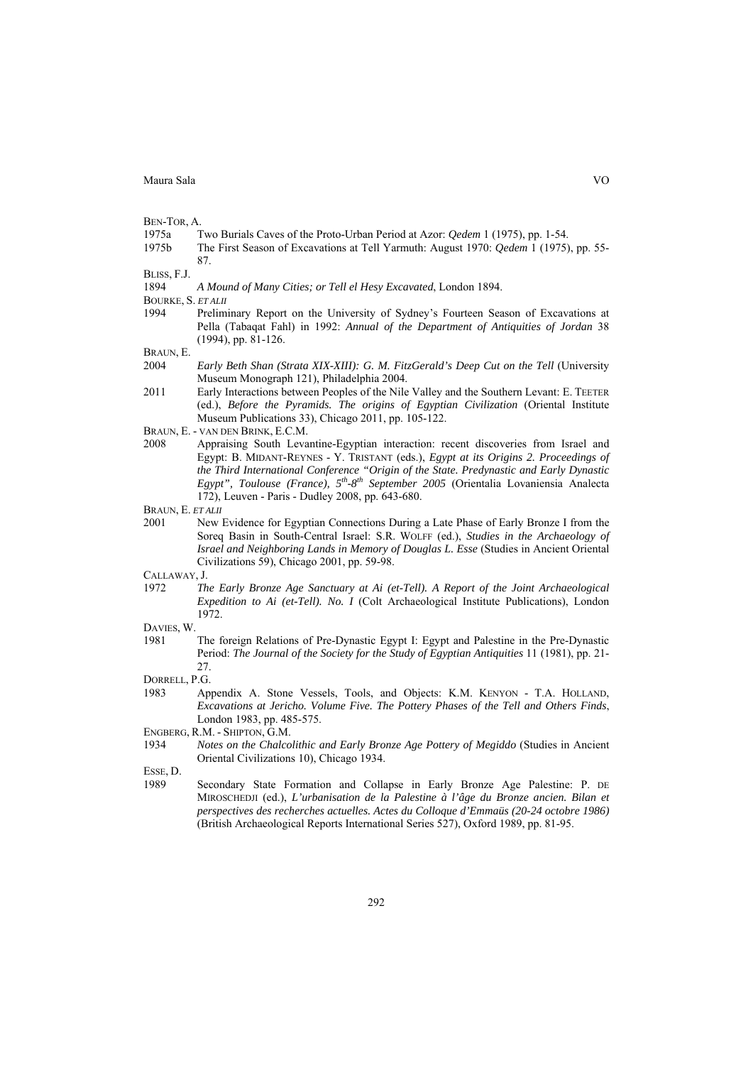BEN-TOR, A.

1975a Two Burials Caves of the Proto-Urban Period at Azor: *Qedem* 1 (1975), pp. 1-54.

1975b The First Season of Excavations at Tell Yarmuth: August 1970: *Qedem* 1 (1975), pp. 55-87.

BLISS, F.J.

1894 *A Mound of Many Cities; or Tell el Hesy Excavated*, London 1894.

BOURKE, S. *ET ALII*

1994 Preliminary Report on the University of Sydney's Fourteen Season of Excavations at Pella (Tabaqat Fahl) in 1992: *Annual of the Department of Antiquities of Jordan* 38 (1994), pp. 81-126.

BRAUN, E.

2004 *Early Beth Shan (Strata XIX-XIII): G. M. FitzGerald's Deep Cut on the Tell* (University Museum Monograph 121), Philadelphia 2004.

2011 Early Interactions between Peoples of the Nile Valley and the Southern Levant: E. TEETER (ed.), *Before the Pyramids. The origins of Egyptian Civilization* (Oriental Institute Museum Publications 33), Chicago 2011, pp. 105-122.

BRAUN, E. - VAN DEN BRINK, E.C.M.

2008 Appraising South Levantine-Egyptian interaction: recent discoveries from Israel and Egypt: B. MIDANT-REYNES - Y. TRISTANT (eds.), *Egypt at its Origins 2. Proceedings of the Third International Conference "Origin of the State. Predynastic and Early Dynastic Egypt", Toulouse (France), 5th-8th September 2005* (Orientalia Lovaniensia Analecta 172), Leuven - Paris - Dudley 2008, pp. 643-680.

BRAUN, E. *ET ALII*

2001 New Evidence for Egyptian Connections During a Late Phase of Early Bronze I from the Soreq Basin in South-Central Israel: S.R. WOLFF (ed.), *Studies in the Archaeology of Israel and Neighboring Lands in Memory of Douglas L. Esse* (Studies in Ancient Oriental Civilizations 59), Chicago 2001, pp. 59-98.

CALLAWAY, J.

1972 *The Early Bronze Age Sanctuary at Ai (et-Tell). A Report of the Joint Archaeological Expedition to Ai (et-Tell). No. I* (Colt Archaeological Institute Publications), London 1972.

DAVIES, W.

1981 The foreign Relations of Pre-Dynastic Egypt I: Egypt and Palestine in the Pre-Dynastic Period: *The Journal of the Society for the Study of Egyptian Antiquities* 11 (1981), pp. 21-27.

DORRELL, P.G.

1983 Appendix A. Stone Vessels, Tools, and Objects: K.M. KENYON - T.A. HOLLAND, *Excavations at Jericho. Volume Five. The Pottery Phases of the Tell and Others Finds*, London 1983, pp. 485-575.

ENGBERG, R.M. - SHIPTON, G.M.

1934 *Notes on the Chalcolithic and Early Bronze Age Pottery of Megiddo* (Studies in Ancient Oriental Civilizations 10), Chicago 1934.

ESSE, D.

1989 Secondary State Formation and Collapse in Early Bronze Age Palestine: P. DE MIROSCHEDJI (ed.), *L'urbanisation de la Palestine à l'âge du Bronze ancien. Bilan et perspectives des recherches actuelles. Actes du Colloque d'Emmaüs (20-24 octobre 1986)* (British Archaeological Reports International Series 527), Oxford 1989, pp. 81-95.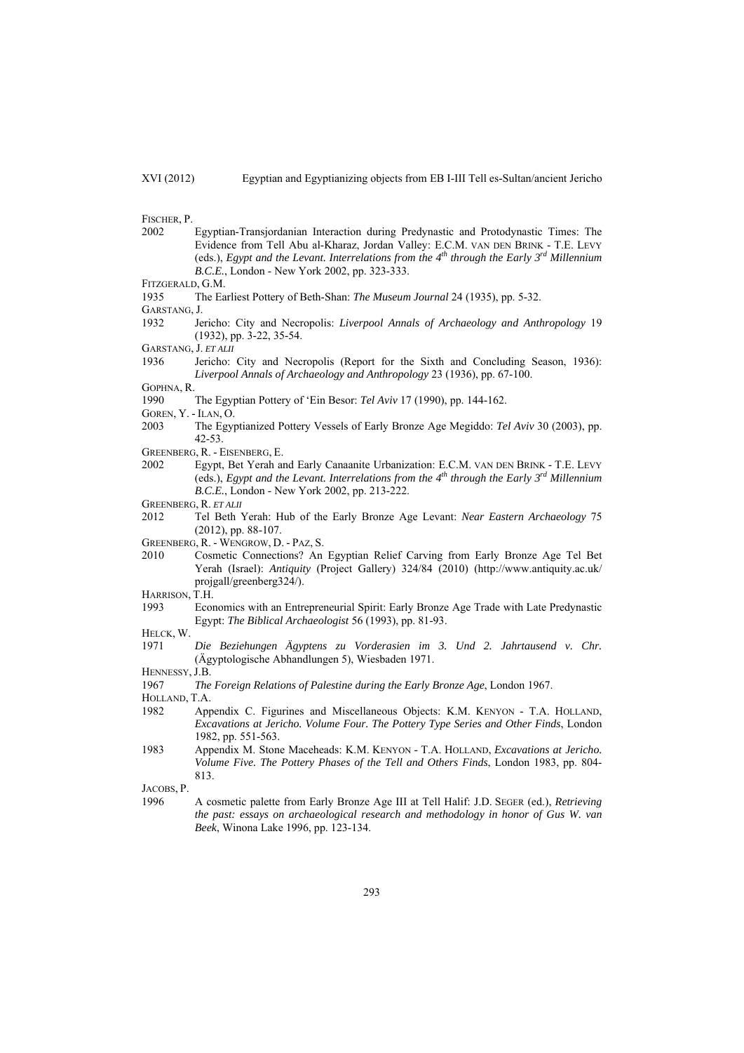FISCHER, P.

2002 Egyptian-Transjordanian Interaction during Predynastic and Protodynastic Times: The Evidence from Tell Abu al-Kharaz, Jordan Valley: E.C.M. VAN DEN BRINK - T.E. LEVY (eds.), *Egypt and the Levant. Interrelations from the 4th through the Early 3rd Millennium B.C.E.*, London - New York 2002, pp. 323-333.

FITZGERALD, G.M.

1935 The Earliest Pottery of Beth-Shan: *The Museum Journal* 24 (1935), pp. 5-32.

GARSTANG, J.

1932 Jericho: City and Necropolis: *Liverpool Annals of Archaeology and Anthropology* 19 (1932), pp. 3-22, 35-54.

GARSTANG, J. *ET ALII*

1936 Jericho: City and Necropolis (Report for the Sixth and Concluding Season, 1936): *Liverpool Annals of Archaeology and Anthropology* 23 (1936), pp. 67-100.

GOPHNA, R.

1990 The Egyptian Pottery of 'Ein Besor: *Tel Aviv* 17 (1990), pp. 144-162.

GOREN, Y. - ILAN, O.

2003 The Egyptianized Pottery Vessels of Early Bronze Age Megiddo: *Tel Aviv* 30 (2003), pp. 42-53.

GREENBERG, R. - EISENBERG, E.

2002 Egypt, Bet Yerah and Early Canaanite Urbanization: E.C.M. VAN DEN BRINK - T.E. LEVY (eds.), *Egypt and the Levant. Interrelations from the 4th through the Early 3rd Millennium B.C.E.*, London - New York 2002, pp. 213-222.

GREENBERG, R. *ET ALII*

2012 Tel Beth Yerah: Hub of the Early Bronze Age Levant: *Near Eastern Archaeology* 75 (2012), pp. 88-107.

GREENBERG, R. - WENGROW, D. - PAZ, S.

2010 Cosmetic Connections? An Egyptian Relief Carving from Early Bronze Age Tel Bet Yerah (Israel): *Antiquity* (Project Gallery) 324/84 (2010) (http://www.antiquity.ac.uk/projgall/greenberg324/).

HARRISON, T.H.

1993 Economics with an Entrepreneurial Spirit: Early Bronze Age Trade with Late Predynastic Egypt: *The Biblical Archaeologist* 56 (1993), pp. 81-93.

HELCK, W.

1971 *Die Beziehungen Ägyptens zu Vorderasien im 3. Und 2. Jahrtausend v. Chr.* (Ägyptologische Abhandlungen 5), Wiesbaden 1971.

HENNESSY, J.B.

1967 *The Foreign Relations of Palestine during the Early Bronze Age*, London 1967.

HOLLAND, T.A.

1982 Appendix C. Figurines and Miscellaneous Objects: K.M. KENYON - T.A. HOLLAND, *Excavations at Jericho. Volume Four. The Pottery Type Series and Other Finds*, London 1982, pp. 551-563.

1983 Appendix M. Stone Maceheads: K.M. KENYON - T.A. HOLLAND, *Excavations at Jericho. Volume Five. The Pottery Phases of the Tell and Others Finds*, London 1983, pp. 804-813.

JACOBS, P.

1996 A cosmetic palette from Early Bronze Age III at Tell Halif: J.D. SEGER (ed.), *Retrieving the past: essays on archaeological research and methodology in honor of Gus W. van Beek*, Winona Lake 1996, pp. 123-134.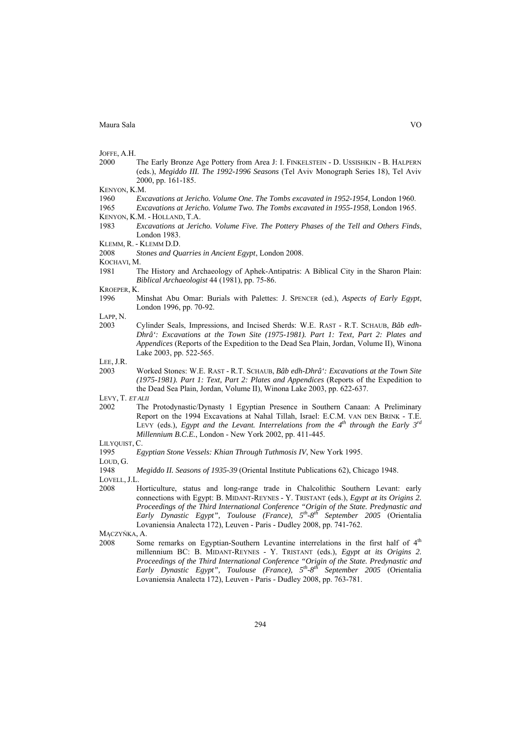JOFFE, A.H.

2000 The Early Bronze Age Pottery from Area J: I. FINKELSTEIN - D. USSISHKIN - B. HALPERN (eds.), *Megiddo III. The 1992-1996 Seasons* (Tel Aviv Monograph Series 18), Tel Aviv 2000, pp. 161-185.

KENYON, K.M.

1960 *Excavations at Jericho. Volume One. The Tombs excavated in 1952-1954*, London 1960.

1965 *Excavations at Jericho. Volume Two. The Tombs excavated in 1955-1958*, London 1965.

KENYON, K.M. - HOLLAND, T.A.

1983 *Excavations at Jericho. Volume Five. The Pottery Phases of the Tell and Others Finds*, London 1983.

KLEMM, R. - KLEMM D.D.

2008 *Stones and Quarries in Ancient Egypt*, London 2008.

KOCHAVI, M.

1981 The History and Archaeology of Aphek-Antipatris: A Biblical City in the Sharon Plain: *Biblical Archaeologist* 44 (1981), pp. 75-86.

KROEPER, K.

1996 Minshat Abu Omar: Burials with Palettes: J. SPENCER (ed.), *Aspects of Early Egypt*, London 1996, pp. 70-92.

LAPP, N.

2003 Cylinder Seals, Impressions, and Incised Sherds: W.E. RAST - R.T. SCHAUB, *Bâb edh-Dhrâ': Excavations at the Town Site (1975-1981). Part 1: Text, Part 2: Plates and Appendices* (Reports of the Expedition to the Dead Sea Plain, Jordan, Volume II), Winona Lake 2003, pp. 522-565.

LEE, J.R.

2003 Worked Stones: W.E. RAST - R.T. SCHAUB, *Bâb edh-Dhrâ': Excavations at the Town Site (1975-1981). Part 1: Text, Part 2: Plates and Appendices* (Reports of the Expedition to the Dead Sea Plain, Jordan, Volume II), Winona Lake 2003, pp. 622-637.

LEVY, T. *ET ALII*

2002 The Protodynastic/Dynasty 1 Egyptian Presence in Southern Canaan: A Preliminary Report on the 1994 Excavations at Nahal Tillah, Israel: E.C.M. VAN DEN BRINK - T.E. LEVY (eds.), *Egypt and the Levant. Interrelations from the 4th through the Early 3rd Millennium B.C.E.*, London - New York 2002, pp. 411-445.

LILYQUIST, C.

1995 *Egyptian Stone Vessels: Khian Through Tuthmosis IV*, New York 1995.

LOUD, G.

1948 *Megiddo II. Seasons of 1935-39* (Oriental Institute Publications 62), Chicago 1948.

LOVELL, J.L.

2008 Horticulture, status and long-range trade in Chalcolithic Southern Levant: early connections with Egypt: B. MIDANT-REYNES - Y. TRISTANT (eds.), *Egypt at its Origins 2. Proceedings of the Third International Conference "Origin of the State. Predynastic and Early Dynastic Egypt", Toulouse (France), 5th-8th September 2005* (Orientalia Lovaniensia Analecta 172), Leuven - Paris - Dudley 2008, pp. 741-762.

MĄCZYŃKA, A.

2008 Some remarks on Egyptian-Southern Levantine interrelations in the first half of 4th millennium BC: B. MIDANT-REYNES - Y. TRISTANT (eds.), *Egypt at its Origins 2. Proceedings of the Third International Conference "Origin of the State. Predynastic and Early Dynastic Egypt", Toulouse (France), 5th-8th September 2005* (Orientalia Lovaniensia Analecta 172), Leuven - Paris - Dudley 2008, pp. 763-781.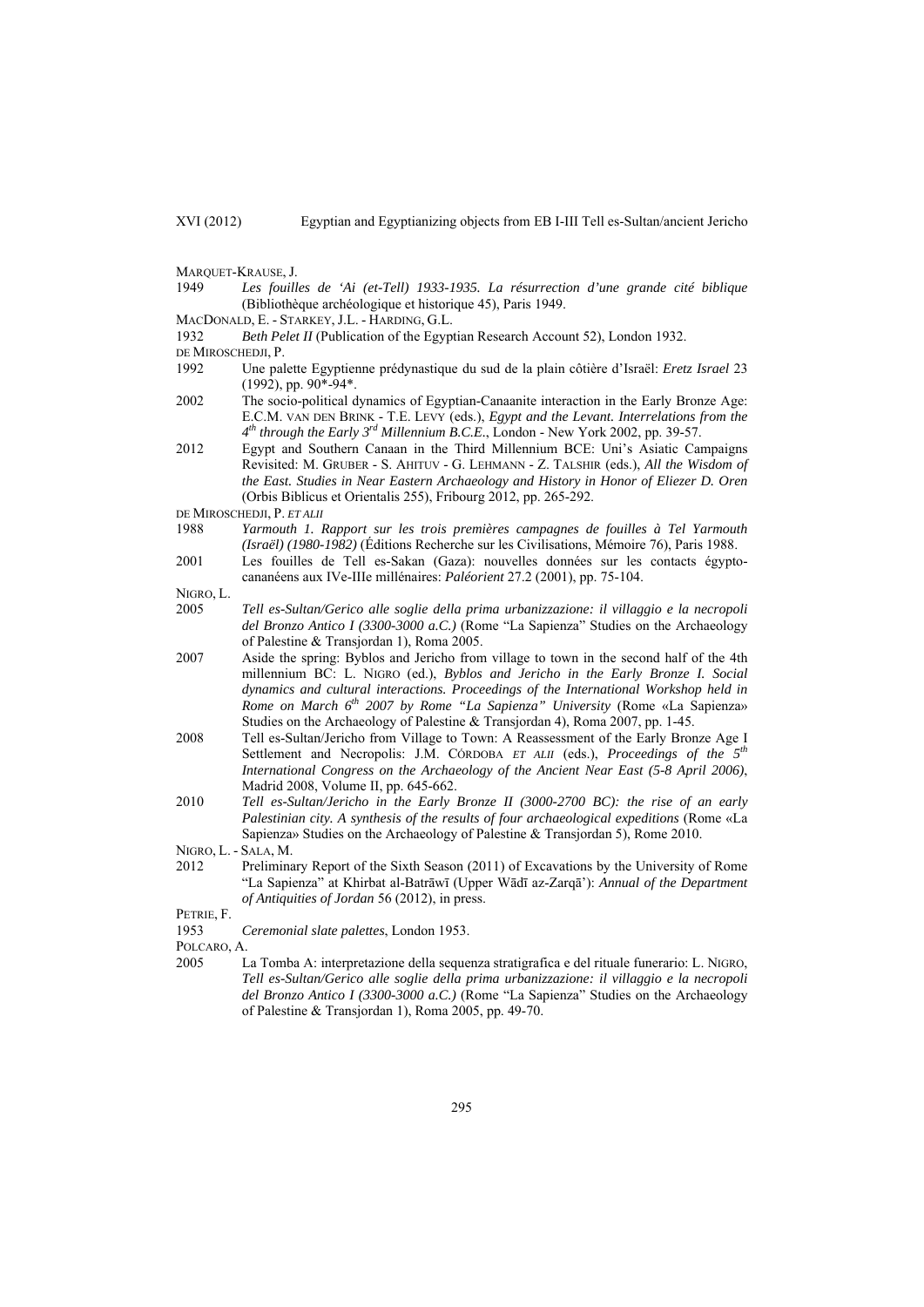MARQUET-KRAUSE, J.

1949 *Les fouilles de 'Ai (et-Tell) 1933-1935. La résurrection d'une grande cité biblique* (Bibliothèque archéologique et historique 45), Paris 1949.

MACDONALD, E. - STARKEY, J.L. - HARDING, G.L.

1932 *Beth Pelet II* (Publication of the Egyptian Research Account 52), London 1932.

DE MIROSCHEDJI, P.

1992 Une palette Egyptienne prédynastique du sud de la plain côtière d'Israël: *Eretz Israel* 23 (1992), pp. 90*-94*.

2002 The socio-political dynamics of Egyptian-Canaanite interaction in the Early Bronze Age: E.C.M. VAN DEN BRINK - T.E. LEVY (eds.), *Egypt and the Levant. Interrelations from the 4th through the Early 3rd Millennium B.C.E.*, London - New York 2002, pp. 39-57.

2012 Egypt and Southern Canaan in the Third Millennium BCE: Uni's Asiatic Campaigns Revisited: M. GRUBER - S. AHITUV - G. LEHMANN - Z. TALSHIR (eds.), *All the Wisdom of the East. Studies in Near Eastern Archaeology and History in Honor of Eliezer D. Oren* (Orbis Biblicus et Orientalis 255), Fribourg 2012, pp. 265-292.

DE MIROSCHEDJI, P. *ET ALII*

1988 *Yarmouth 1. Rapport sur les trois premières campagnes de fouilles à Tel Yarmouth (Israël) (1980-1982)* (Éditions Recherche sur les Civilisations, Mémoire 76), Paris 1988.

2001 Les fouilles de Tell es-Sakan (Gaza): nouvelles données sur les contacts égypto-cananéens aux IVe-IIIe millénaires: *Paléorient* 27.2 (2001), pp. 75-104.

NIGRO, L.

2005 *Tell es-Sultan/Gerico alle soglie della prima urbanizzazione: il villaggio e la necropoli del Bronzo Antico I (3300-3000 a.C.)* (Rome "La Sapienza" Studies on the Archaeology of Palestine & Transjordan 1), Roma 2005.

2007 Aside the spring: Byblos and Jericho from village to town in the second half of the 4th millennium BC: L. NIGRO (ed.), *Byblos and Jericho in the Early Bronze I. Social dynamics and cultural interactions. Proceedings of the International Workshop held in Rome on March 6th 2007 by Rome "La Sapienza" University* (Rome «La Sapienza» Studies on the Archaeology of Palestine & Transjordan 4), Roma 2007, pp. 1-45.

2008 Tell es-Sultan/Jericho from Village to Town: A Reassessment of the Early Bronze Age I Settlement and Necropolis: J.M. CÓRDOBA *ET ALII* (eds.), *Proceedings of the 5th International Congress on the Archaeology of the Ancient Near East (5-8 April 2006)*, Madrid 2008, Volume II, pp. 645-662.

2010 *Tell es-Sultan/Jericho in the Early Bronze II (3000-2700 BC): the rise of an early Palestinian city. A synthesis of the results of four archaeological expeditions* (Rome «La Sapienza» Studies on the Archaeology of Palestine & Transjordan 5), Rome 2010.

NIGRO, L. - SALA, M.

2012 Preliminary Report of the Sixth Season (2011) of Excavations by the University of Rome "La Sapienza" at Khirbat al-Batrāwī (Upper Wādī az-Zarqā'): *Annual of the Department of Antiquities of Jordan* 56 (2012), in press.

PETRIE, F.

1953 *Ceremonial slate palettes*, London 1953.

POLCARO, A.

2005 La Tomba A: interpretazione della sequenza stratigrafica e del rituale funerario: L. NIGRO, *Tell es-Sultan/Gerico alle soglie della prima urbanizzazione: il villaggio e la necropoli del Bronzo Antico I (3300-3000 a.C.)* (Rome "La Sapienza" Studies on the Archaeology of Palestine & Transjordan 1), Roma 2005, pp. 49-70.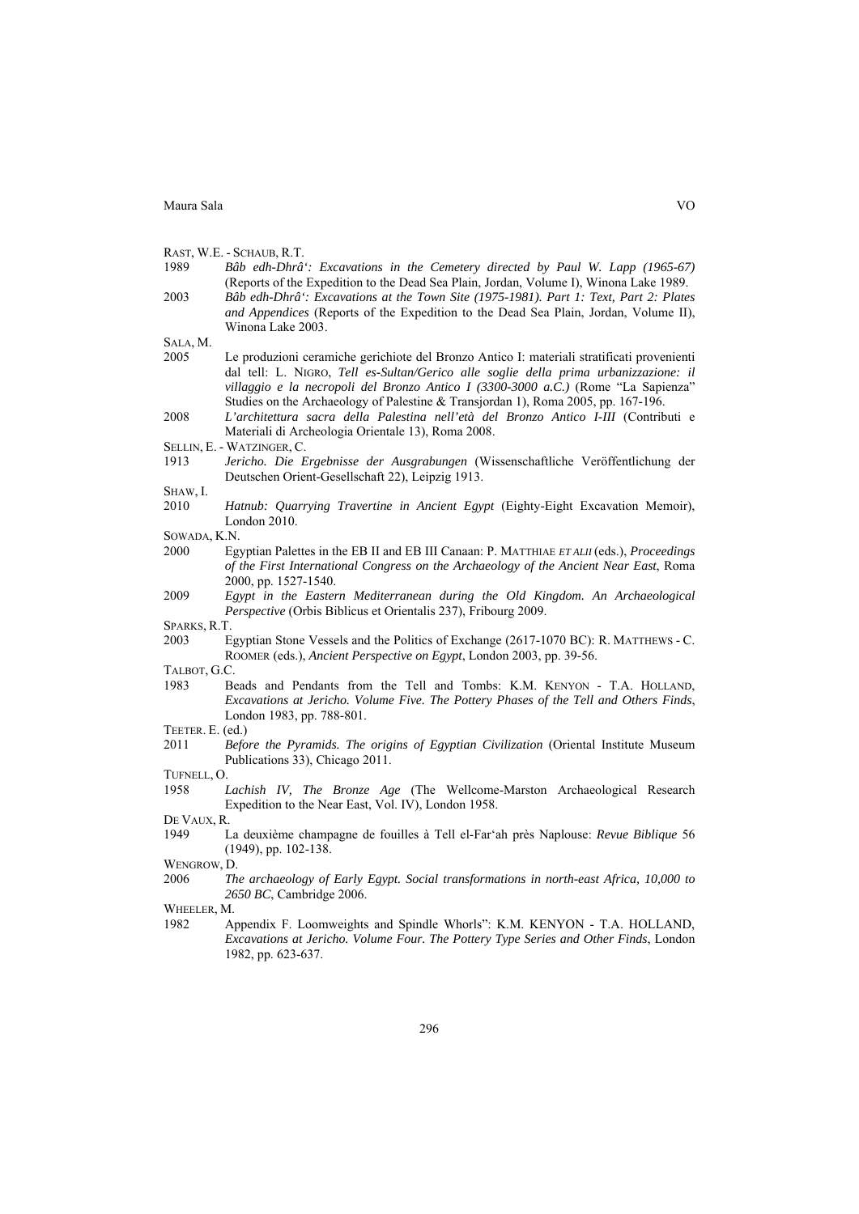RAST, W.E. - SCHAUB, R.T.

1989 *Bâb edh-Dhrâ': Excavations in the Cemetery directed by Paul W. Lapp (1965-67)* (Reports of the Expedition to the Dead Sea Plain, Jordan, Volume I), Winona Lake 1989.

2003 *Bâb edh-Dhrâ': Excavations at the Town Site (1975-1981). Part 1: Text, Part 2: Plates and Appendices* (Reports of the Expedition to the Dead Sea Plain, Jordan, Volume II), Winona Lake 2003.

SALA, M.

2005 Le produzioni ceramiche gerichiote del Bronzo Antico I: materiali stratificati provenienti dal tell: L. NIGRO, *Tell es-Sultan/Gerico alle soglie della prima urbanizzazione: il villaggio e la necropoli del Bronzo Antico I (3300-3000 a.C.)* (Rome "La Sapienza" Studies on the Archaeology of Palestine & Transjordan 1), Roma 2005, pp. 167-196.

2008 *L'architettura sacra della Palestina nell'età del Bronzo Antico I-III* (Contributi e Materiali di Archeologia Orientale 13), Roma 2008.

SELLIN, E. - WATZINGER, C.

1913 *Jericho. Die Ergebnisse der Ausgrabungen* (Wissenschaftliche Veröffentlichung der Deutschen Orient-Gesellschaft 22), Leipzig 1913.

SHAW, I.

2010 *Hatnub: Quarrying Travertine in Ancient Egypt* (Eighty-Eight Excavation Memoir), London 2010.

SOWADA, K.N.

2000 Egyptian Palettes in the EB II and EB III Canaan: P. MATTHIAE *ET ALII* (eds.), *Proceedings of the First International Congress on the Archaeology of the Ancient Near East*, Roma 2000, pp. 1527-1540.

2009 *Egypt in the Eastern Mediterranean during the Old Kingdom. An Archaeological Perspective* (Orbis Biblicus et Orientalis 237), Fribourg 2009.

SPARKS, R.T.

2003 Egyptian Stone Vessels and the Politics of Exchange (2617-1070 BC): R. MATTHEWS - C. ROOMER (eds.), *Ancient Perspective on Egypt*, London 2003, pp. 39-56.

TALBOT, G.C.

1983 Beads and Pendants from the Tell and Tombs: K.M. KENYON - T.A. HOLLAND, *Excavations at Jericho. Volume Five. The Pottery Phases of the Tell and Others Finds*, London 1983, pp. 788-801.

TEETER. E. (ed.)

2011 *Before the Pyramids. The origins of Egyptian Civilization* (Oriental Institute Museum Publications 33), Chicago 2011.

TUFNELL, O.

1958 *Lachish IV, The Bronze Age* (The Wellcome-Marston Archaeological Research Expedition to the Near East, Vol. IV), London 1958.

DE VAUX, R.

1949 La deuxième champagne de fouilles à Tell el-Far'ah près Naplouse: *Revue Biblique* 56 (1949), pp. 102-138.

WENGROW, D.

2006 *The archaeology of Early Egypt. Social transformations in north-east Africa, 10,000 to 2650 BC*, Cambridge 2006.

WHEELER, M.

1982 Appendix F. Loomweights and Spindle Whorls": K.M. KENYON - T.A. HOLLAND, *Excavations at Jericho. Volume Four. The Pottery Type Series and Other Finds*, London 1982, pp. 623-637.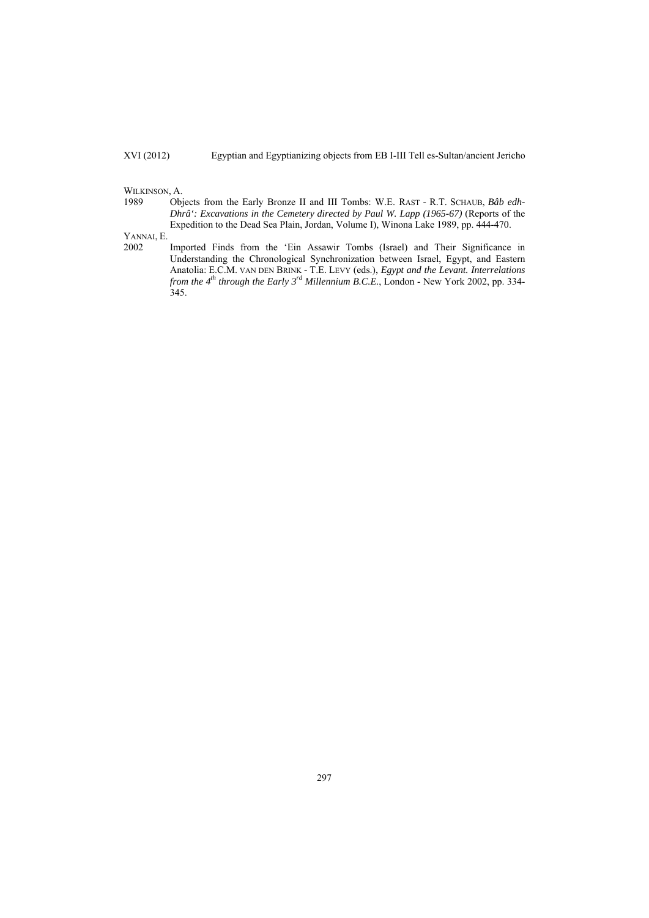WILKINSON, A.

1989 Objects from the Early Bronze II and III Tombs: W.E. RAST - R.T. SCHAUB, *Bâb edh-Dhrâ': Excavations in the Cemetery directed by Paul W. Lapp (1965-67)* (Reports of the Expedition to the Dead Sea Plain, Jordan, Volume I), Winona Lake 1989, pp. 444-470.

YANNAI, E.

2002 Imported Finds from the 'Ein Assawir Tombs (Israel) and Their Significance in Understanding the Chronological Synchronization between Israel, Egypt, and Eastern Anatolia: E.C.M. VAN DEN BRINK - T.E. LEVY (eds.), *Egypt and the Levant. Interrelations from the 4th through the Early 3rd Millennium B.C.E.*, London - New York 2002, pp. 334-345.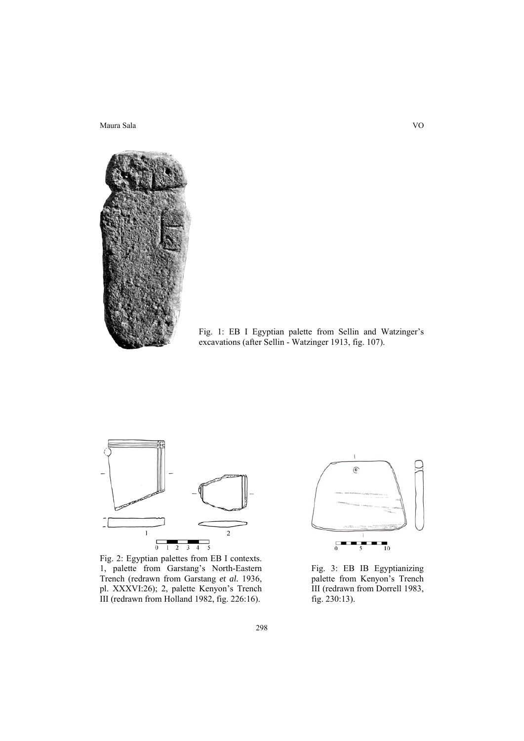Fig. 1: EB I Egyptian palette from Sellin and Watzinger's excavations (after Sellin - Watzinger 1913, fig. 107).

Fig. 2: Egyptian palettes from EB I contexts. 1, palette from Garstang's North-Eastern Trench (redrawn from Garstang *et al.* 1936, pl. XXXVI:26); 2, palette Kenyon's Trench III (redrawn from Holland 1982, fig. 226:16).

Fig. 3: EB IB Egyptianizing palette from Kenyon's Trench III (redrawn from Dorrell 1983, fig. 230:13).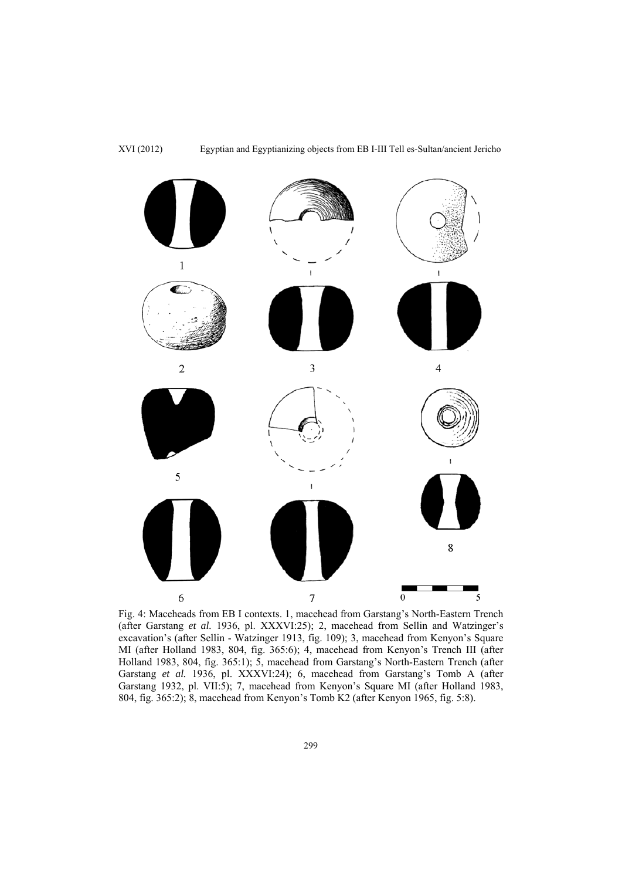Fig. 4: Maceheads from EB I contexts. 1, macehead from Garstang's North-Eastern Trench (after Garstang *et al.* 1936, pl. XXXVI:25); 2, macehead from Sellin and Watzinger's excavation's (after Sellin - Watzinger 1913, fig. 109); 3, macehead from Kenyon's Square MI (after Holland 1983, 804, fig. 365:6); 4, macehead from Kenyon's Trench III (after Holland 1983, 804, fig. 365:1); 5, macehead from Garstang's North-Eastern Trench (after Garstang *et al.* 1936, pl. XXXVI:24); 6, macehead from Garstang's Tomb A (after Garstang 1932, pl. VII:5); 7, macehead from Kenyon's Square MI (after Holland 1983, 804, fig. 365:2); 8, macehead from Kenyon's Tomb K2 (after Kenyon 1965, fig. 5:8).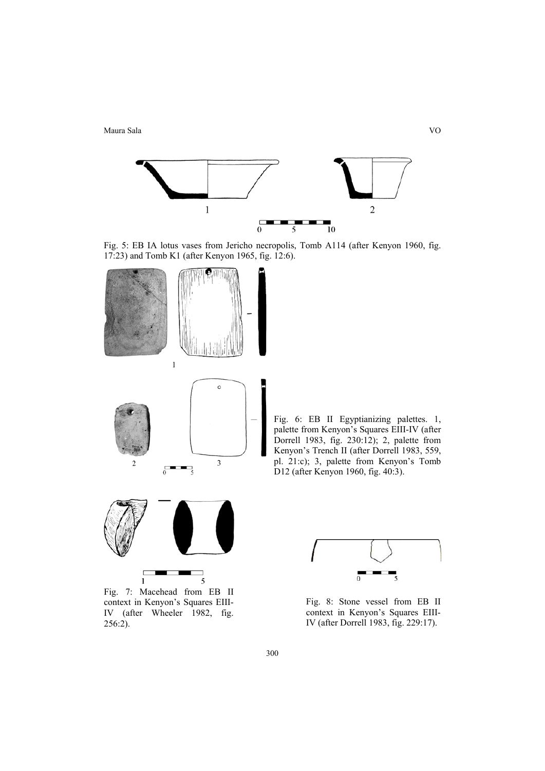Fig. 5: EB IA lotus vases from Jericho necropolis, Tomb A114 (after Kenyon 1960, fig. 17:23) and Tomb K1 (after Kenyon 1965, fig. 12:6).

Fig. 6: EB II Egyptianizing palettes. 1, palette from Kenyon's Squares EIII-IV (after Dorrell 1983, fig. 230:12); 2, palette from Kenyon's Trench II (after Dorrell 1983, 559, pl. 21:c); 3, palette from Kenyon's Tomb D12 (after Kenyon 1960, fig. 40:3).

Fig. 7: Macehead from EB II context in Kenyon's Squares EIII-IV (after Wheeler 1982, fig. 256:2).

Fig. 8: Stone vessel from EB II context in Kenyon's Squares EIII-IV (after Dorrell 1983, fig. 229:17).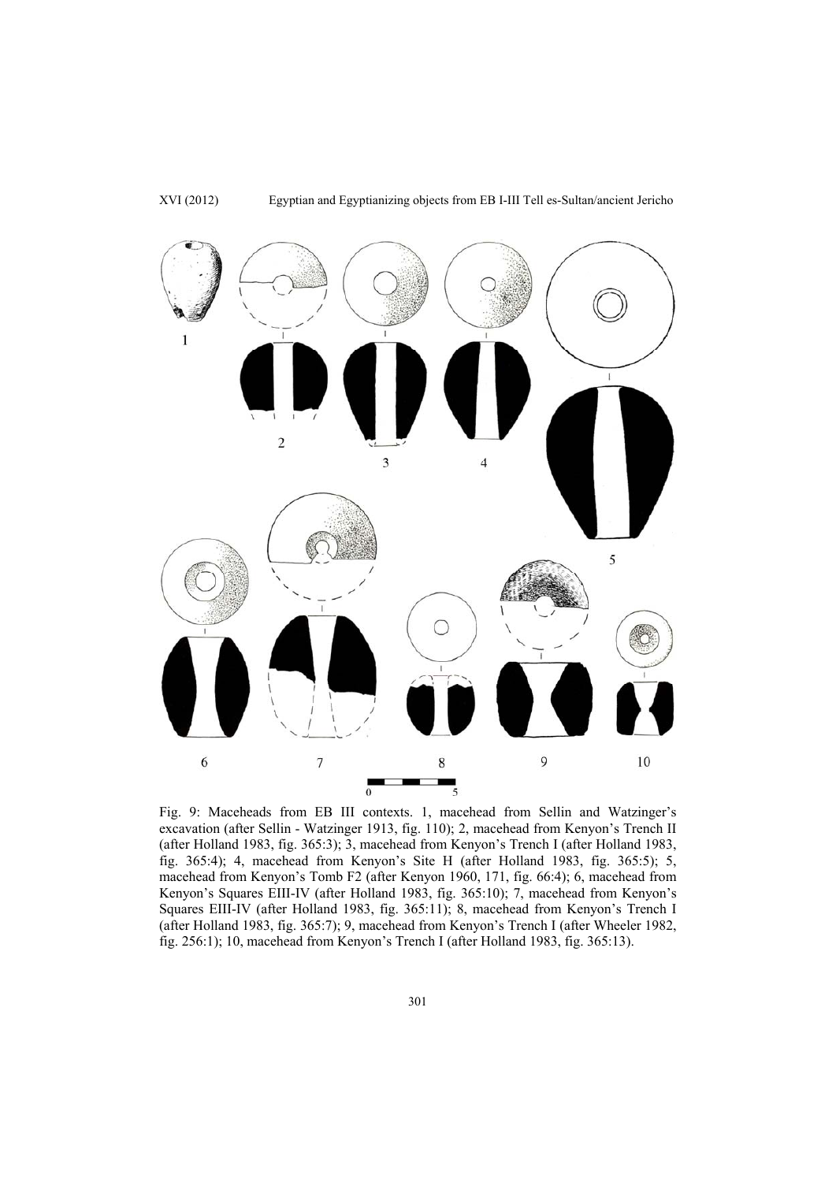Fig. 9: Maceheads from EB III contexts. 1, macehead from Sellin and Watzinger's excavation (after Sellin - Watzinger 1913, fig. 110); 2, macehead from Kenyon's Trench II (after Holland 1983, fig. 365:3); 3, macehead from Kenyon's Trench I (after Holland 1983, fig. 365:4); 4, macehead from Kenyon's Site H (after Holland 1983, fig. 365:5); 5, macehead from Kenyon's Tomb F2 (after Kenyon 1960, 171, fig. 66:4); 6, macehead from Kenyon's Squares EIII-IV (after Holland 1983, fig. 365:10); 7, macehead from Kenyon's Squares EIII-IV (after Holland 1983, fig. 365:11); 8, macehead from Kenyon's Trench I (after Holland 1983, fig. 365:7); 9, macehead from Kenyon's Trench I (after Wheeler 1982, fig. 256:1); 10, macehead from Kenyon's Trench I (after Holland 1983, fig. 365:13).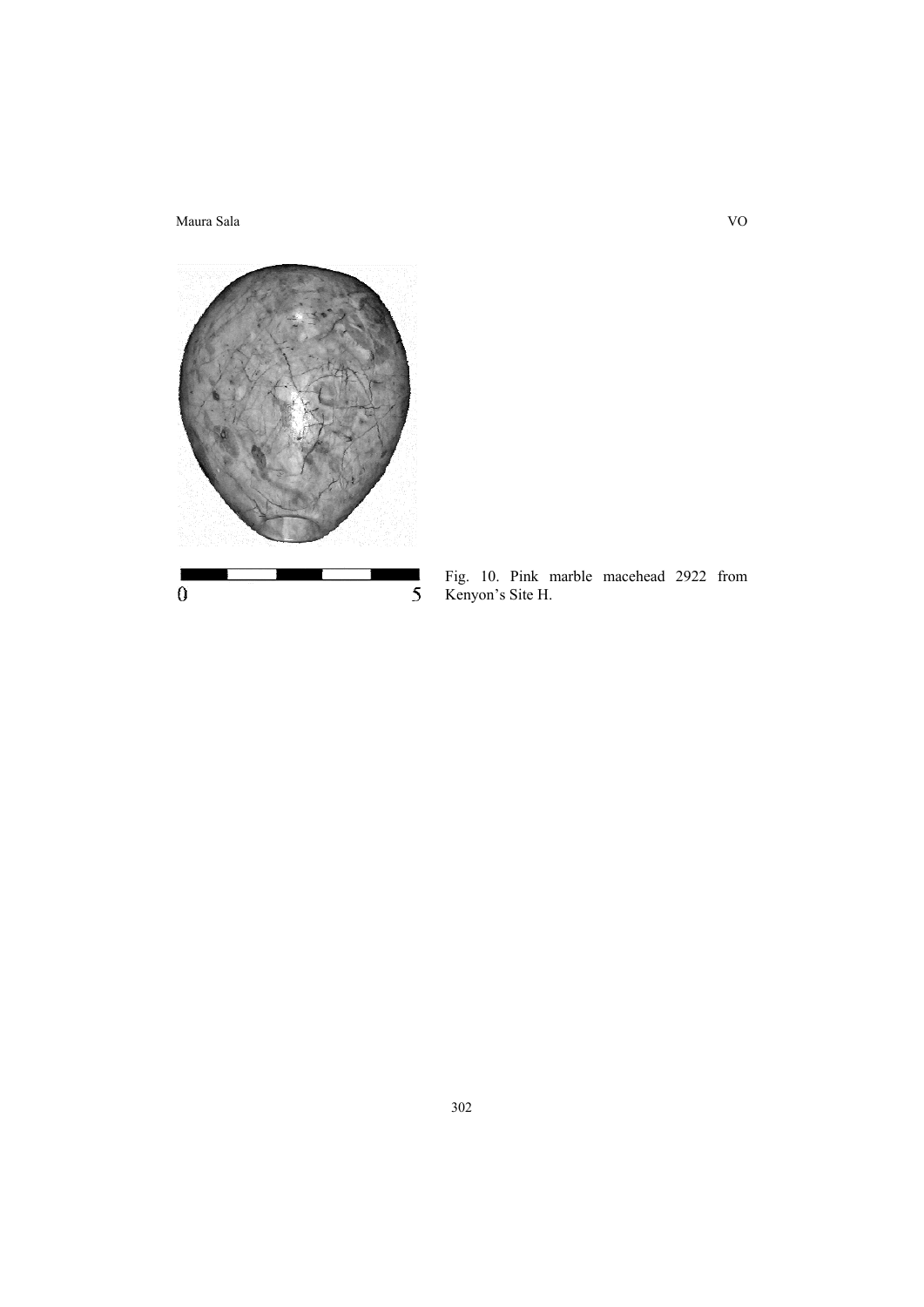0 5

Fig. 10. Pink marble macehead 2922 from Kenyon's Site H.